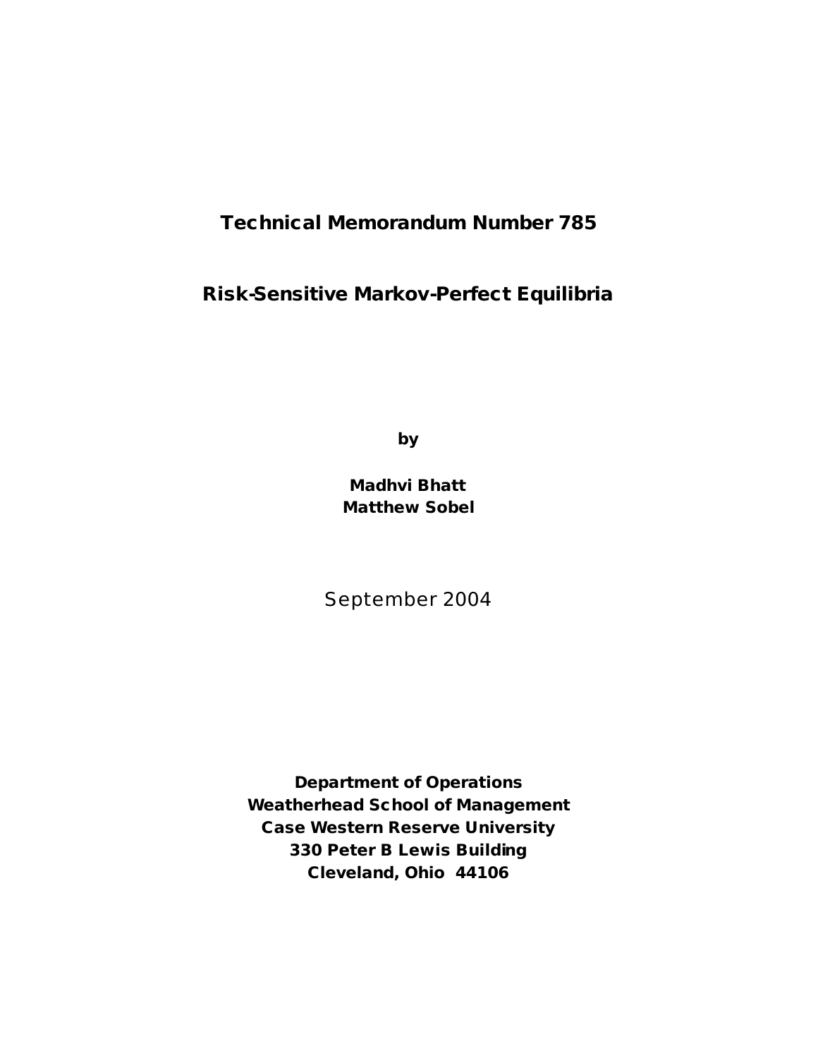**Technical Memorandum Number 785**

# Risk-Sensitive Markov-Perfect Equilibria

**by**

**Madhvi Bhatt**
**Matthew Sobel**

September 2004

**Department of Operations**
**Weatherhead School of Management**
**Case Western Reserve University**
**330 Peter B Lewis Building**
**Cleveland, Ohio 44106**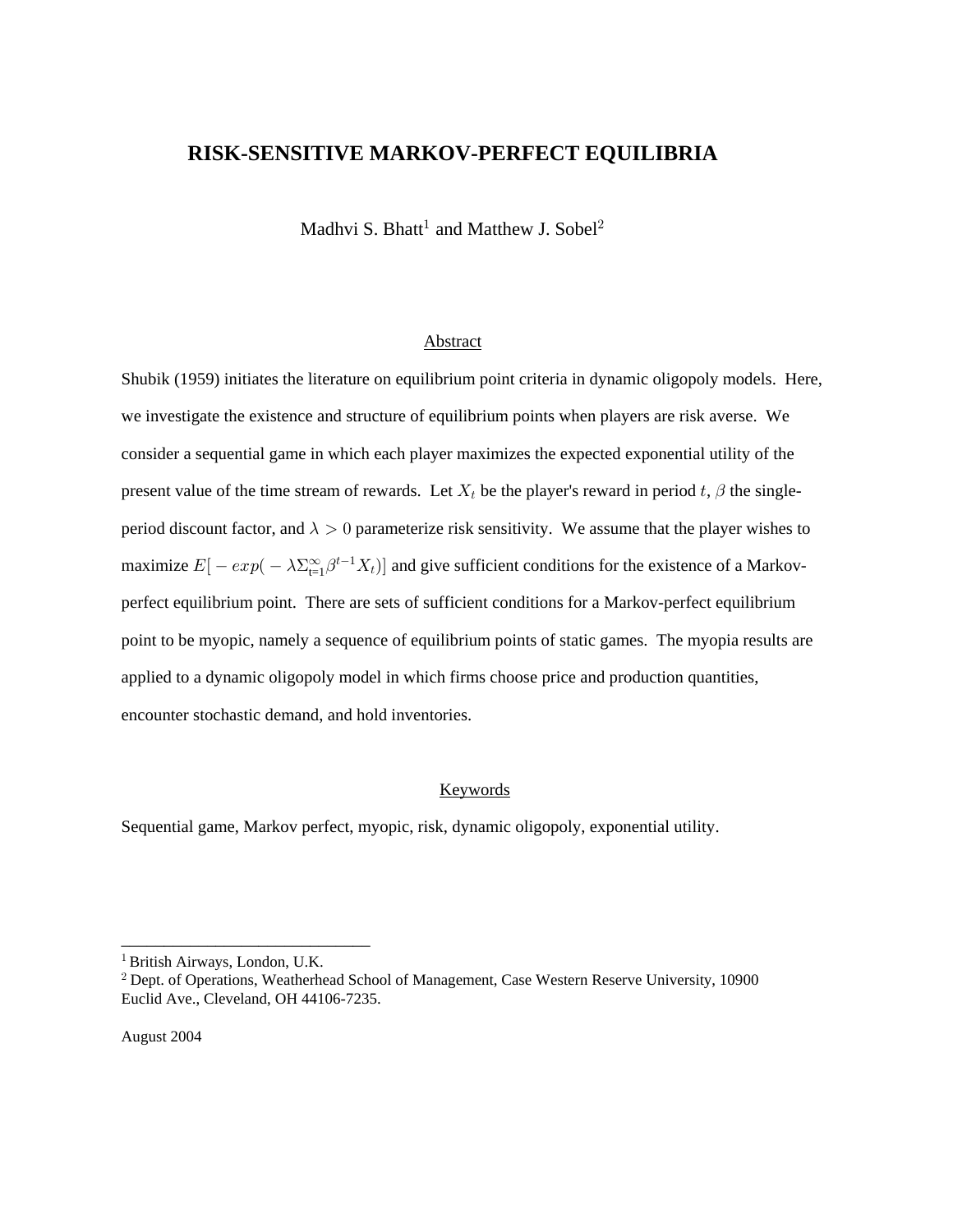# RISK-SENSITIVE MARKOV-PERFECT EQUILIBRIA

Madhvi S. Bhatt[1] and Matthew J. Sobel[2]

## Abstract

Shubik (1959) initiates the literature on equilibrium point criteria in dynamic oligopoly models. Here, we investigate the existence and structure of equilibrium points when players are risk averse. We consider a sequential game in which each player maximizes the expected exponential utility of the present value of the time stream of rewards. Let $X_t$ be the player's reward in period $t$, $\beta$ the single-period discount factor, and $\lambda > 0$ parameterize risk sensitivity. We assume that the player wishes to maximize $E[-exp(-\lambda\Sigma_{t=1}^{\infty}\beta^{t-1}X_t)]$ and give sufficient conditions for the existence of a Markov-perfect equilibrium point. There are sets of sufficient conditions for a Markov-perfect equilibrium point to be myopic, namely a sequence of equilibrium points of static games. The myopia results are applied to a dynamic oligopoly model in which firms choose price and production quantities, encounter stochastic demand, and hold inventories.

## Keywords

Sequential game, Markov perfect, myopic, risk, dynamic oligopoly, exponential utility.

---

[1] British Airways, London, U.K.

[2] Dept. of Operations, Weatherhead School of Management, Case Western Reserve University, 10900 Euclid Ave., Cleveland, OH 44106-7235.

August 2004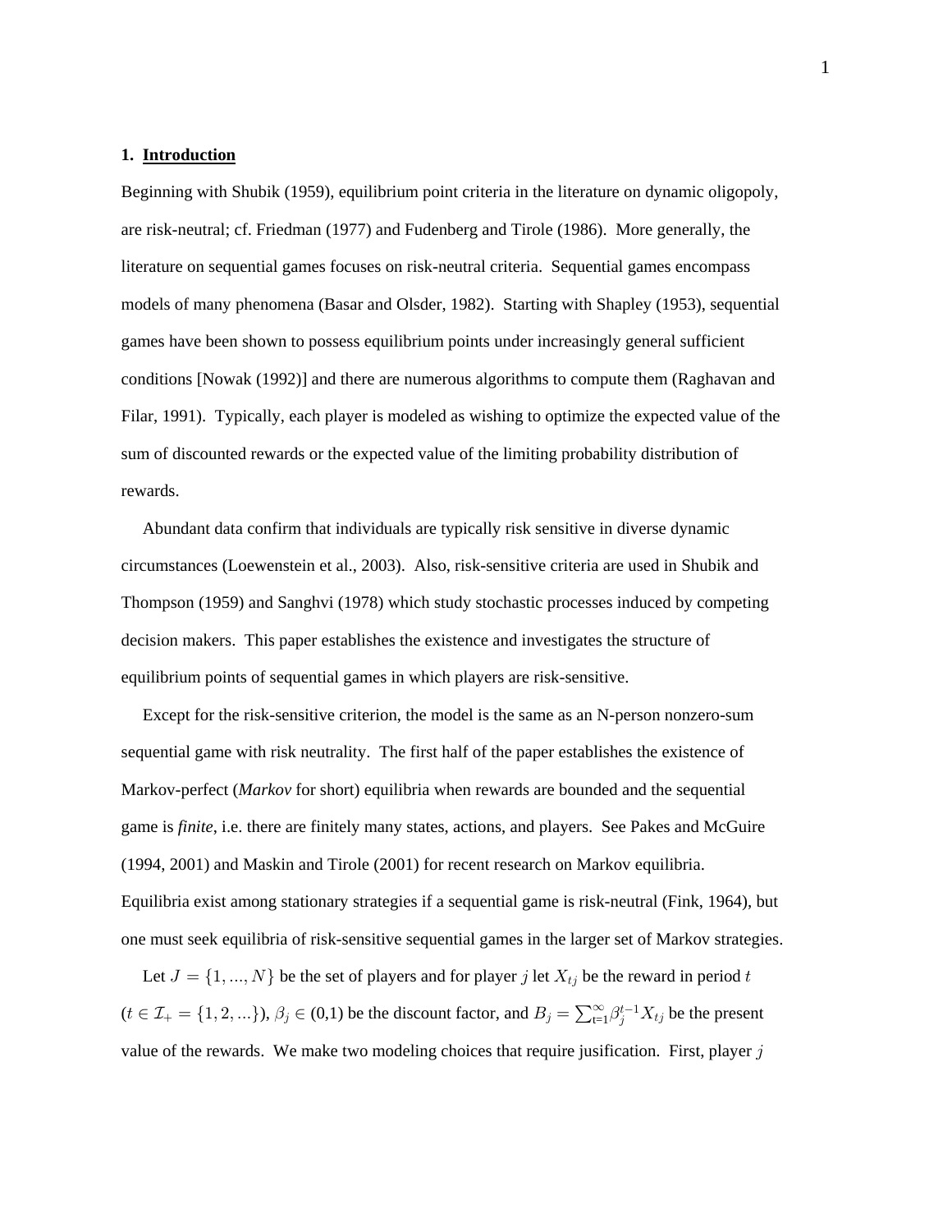## 1. Introduction

Beginning with Shubik (1959), equilibrium point criteria in the literature on dynamic oligopoly, are risk-neutral; cf. Friedman (1977) and Fudenberg and Tirole (1986). More generally, the literature on sequential games focuses on risk-neutral criteria. Sequential games encompass models of many phenomena (Basar and Olsder, 1982). Starting with Shapley (1953), sequential games have been shown to possess equilibrium points under increasingly general sufficient conditions [Nowak (1992)] and there are numerous algorithms to compute them (Raghavan and Filar, 1991). Typically, each player is modeled as wishing to optimize the expected value of the sum of discounted rewards or the expected value of the limiting probability distribution of rewards.

Abundant data confirm that individuals are typically risk sensitive in diverse dynamic circumstances (Loewenstein et al., 2003). Also, risk-sensitive criteria are used in Shubik and Thompson (1959) and Sanghvi (1978) which study stochastic processes induced by competing decision makers. This paper establishes the existence and investigates the structure of equilibrium points of sequential games in which players are risk-sensitive.

Except for the risk-sensitive criterion, the model is the same as an N-person nonzero-sum sequential game with risk neutrality. The first half of the paper establishes the existence of Markov-perfect (*Markov* for short) equilibria when rewards are bounded and the sequential game is *finite*, i.e. there are finitely many states, actions, and players. See Pakes and McGuire (1994, 2001) and Maskin and Tirole (2001) for recent research on Markov equilibria. Equilibria exist among stationary strategies if a sequential game is risk-neutral (Fink, 1964), but one must seek equilibria of risk-sensitive sequential games in the larger set of Markov strategies.

Let $J = \{1, ..., N\}$ be the set of players and for player $j$ let $X_{tj}$ be the reward in period $t$ ($t \in \mathcal{I}_+ = \{1, 2, ...\}$), $\beta_j \in (0,1)$ be the discount factor, and $B_j = \sum_{t=1}^{\infty} \beta_j^{t-1} X_{tj}$ be the present value of the rewards. We make two modeling choices that require jusification. First, player $j$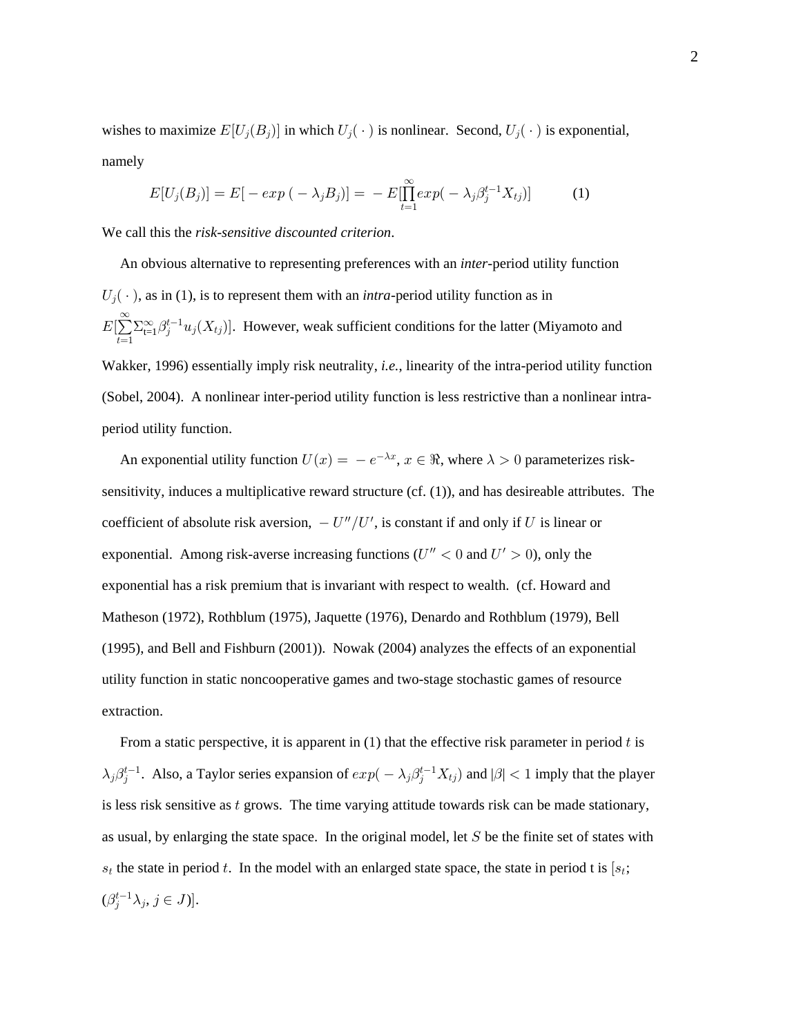wishes to maximize $E[U_j(B_j)]$ in which $U_j(\,\cdot\,)$ is nonlinear. Second, $U_j(\,\cdot\,)$ is exponential, namely

$$E[U_j(B_j)] = E[-exp\,(-\lambda_j B_j)] = -E[\prod_{t=1}^{\infty} exp(-\lambda_j \beta_j^{t-1} X_{tj})] \qquad (1)$$

We call this the *risk-sensitive discounted criterion*.

An obvious alternative to representing preferences with an *inter*-period utility function $U_j(\,\cdot\,)$, as in (1), is to represent them with an *intra*-period utility function as in $E[\sum_{t=1}^{\infty} \Sigma_{t=1}^{\infty} \beta_j^{t-1} u_j(X_{tj})]$. However, weak sufficient conditions for the latter (Miyamoto and Wakker, 1996) essentially imply risk neutrality, *i.e.*, linearity of the intra-period utility function (Sobel, 2004). A nonlinear inter-period utility function is less restrictive than a nonlinear intra-period utility function.

An exponential utility function $U(x) = -e^{-\lambda x}$, $x \in \Re$, where $\lambda > 0$ parameterizes risk-sensitivity, induces a multiplicative reward structure (cf. (1)), and has desireable attributes. The coefficient of absolute risk aversion, $-U''/U'$, is constant if and only if $U$ is linear or exponential. Among risk-averse increasing functions ($U'' < 0$ and $U' > 0$), only the exponential has a risk premium that is invariant with respect to wealth. (cf. Howard and Matheson (1972), Rothblum (1975), Jaquette (1976), Denardo and Rothblum (1979), Bell (1995), and Bell and Fishburn (2001)). Nowak (2004) analyzes the effects of an exponential utility function in static noncooperative games and two-stage stochastic games of resource extraction.

From a static perspective, it is apparent in (1) that the effective risk parameter in period $t$ is $\lambda_j \beta_j^{t-1}$. Also, a Taylor series expansion of $exp(-\lambda_j \beta_j^{t-1} X_{tj})$ and $|\beta| < 1$ imply that the player is less risk sensitive as $t$ grows. The time varying attitude towards risk can be made stationary, as usual, by enlarging the state space. In the original model, let $S$ be the finite set of states with $s_t$ the state in period $t$. In the model with an enlarged state space, the state in period t is $[s_t;$ $(\beta_j^{t-1}\lambda_j,\, j \in J)]$.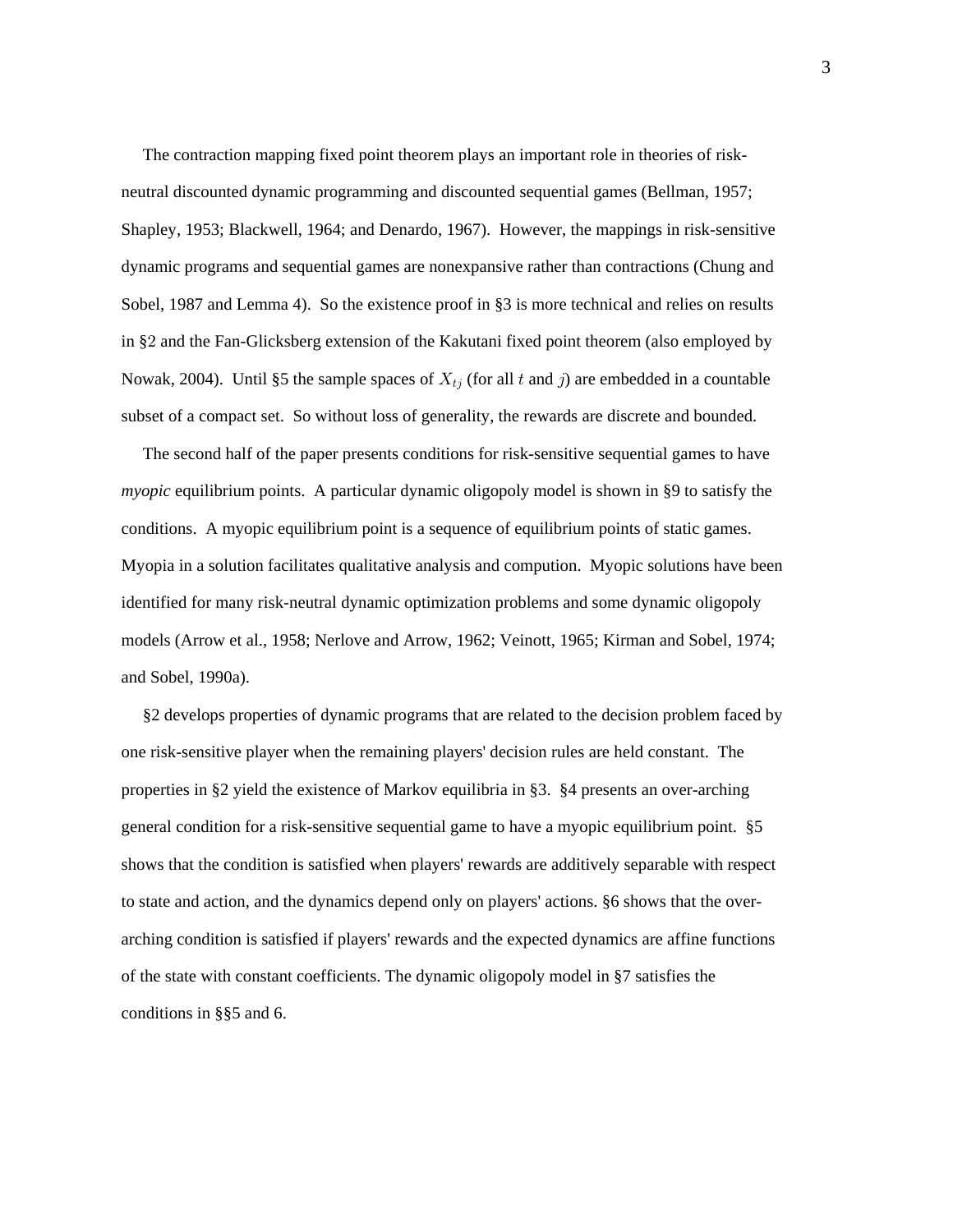The contraction mapping fixed point theorem plays an important role in theories of risk-neutral discounted dynamic programming and discounted sequential games (Bellman, 1957; Shapley, 1953; Blackwell, 1964; and Denardo, 1967). However, the mappings in risk-sensitive dynamic programs and sequential games are nonexpansive rather than contractions (Chung and Sobel, 1987 and Lemma 4). So the existence proof in §3 is more technical and relies on results in §2 and the Fan-Glicksberg extension of the Kakutani fixed point theorem (also employed by Nowak, 2004). Until §5 the sample spaces of $X_{tj}$ (for all $t$ and $j$) are embedded in a countable subset of a compact set. So without loss of generality, the rewards are discrete and bounded.

The second half of the paper presents conditions for risk-sensitive sequential games to have *myopic* equilibrium points. A particular dynamic oligopoly model is shown in §9 to satisfy the conditions. A myopic equilibrium point is a sequence of equilibrium points of static games. Myopia in a solution facilitates qualitative analysis and compution. Myopic solutions have been identified for many risk-neutral dynamic optimization problems and some dynamic oligopoly models (Arrow et al., 1958; Nerlove and Arrow, 1962; Veinott, 1965; Kirman and Sobel, 1974; and Sobel, 1990a).

§2 develops properties of dynamic programs that are related to the decision problem faced by one risk-sensitive player when the remaining players' decision rules are held constant. The properties in §2 yield the existence of Markov equilibria in §3. §4 presents an over-arching general condition for a risk-sensitive sequential game to have a myopic equilibrium point. §5 shows that the condition is satisfied when players' rewards are additively separable with respect to state and action, and the dynamics depend only on players' actions. §6 shows that the over-arching condition is satisfied if players' rewards and the expected dynamics are affine functions of the state with constant coefficients. The dynamic oligopoly model in §7 satisfies the conditions in §§5 and 6.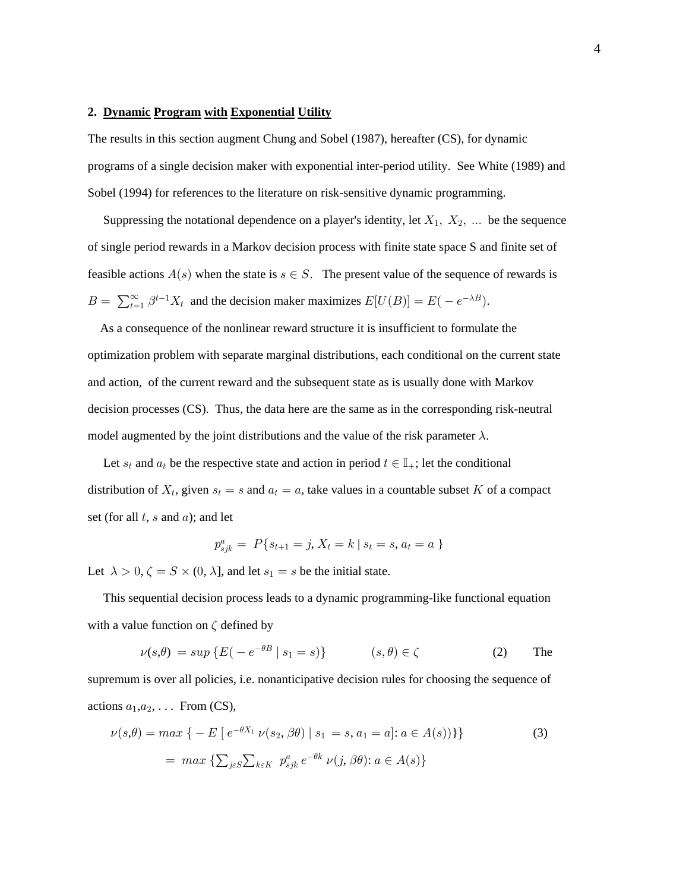## 2. Dynamic Program with Exponential Utility

The results in this section augment Chung and Sobel (1987), hereafter (CS), for dynamic programs of a single decision maker with exponential inter-period utility. See White (1989) and Sobel (1994) for references to the literature on risk-sensitive dynamic programming.

Suppressing the notational dependence on a player's identity, let $X_1,\ X_2,\ \ldots$ be the sequence of single period rewards in a Markov decision process with finite state space S and finite set of feasible actions $A(s)$ when the state is $s \in S$. The present value of the sequence of rewards is $B = \sum_{t=1}^{\infty} \beta^{t-1} X_t$ and the decision maker maximizes $E[U(B)] = E(-e^{-\lambda B})$.

As a consequence of the nonlinear reward structure it is insufficient to formulate the optimization problem with separate marginal distributions, each conditional on the current state and action, of the current reward and the subsequent state as is usually done with Markov decision processes (CS). Thus, the data here are the same as in the corresponding risk-neutral model augmented by the joint distributions and the value of the risk parameter $\lambda$.

Let $s_t$ and $a_t$ be the respective state and action in period $t \in \mathbb{I}_+$; let the conditional distribution of $X_t$, given $s_t = s$ and $a_t = a$, take values in a countable subset $K$ of a compact set (for all $t$, $s$ and $a$); and let

$$p_{sjk}^{a} = P\{s_{t+1} = j, X_t = k \mid s_t = s, a_t = a\}$$

Let $\lambda > 0$, $\zeta = S \times (0, \lambda]$, and let $s_1 = s$ be the initial state.

This sequential decision process leads to a dynamic programming-like functional equation with a value function on $\zeta$ defined by

$$\nu(s,\theta) = sup\,\{E(-e^{-\theta B} \mid s_1 = s)\} \qquad (s,\theta) \in \zeta \qquad (2)$$

The supremum is over all policies, i.e. nonanticipative decision rules for choosing the sequence of actions $a_1, a_2, \ldots$ From (CS),

$$\nu(s,\theta) = max\,\{-E\,[\,e^{-\theta X_1}\,\nu(s_2, \beta\theta) \mid s_1 = s, a_1 = a]: a \in A(s))\}\} \qquad (3)$$

$$= max\,\{\textstyle\sum_{j \varepsilon S} \sum_{k \varepsilon K}\ p_{sjk}^{a}\, e^{-\theta k}\, \nu(j, \beta\theta): a \in A(s)\}$$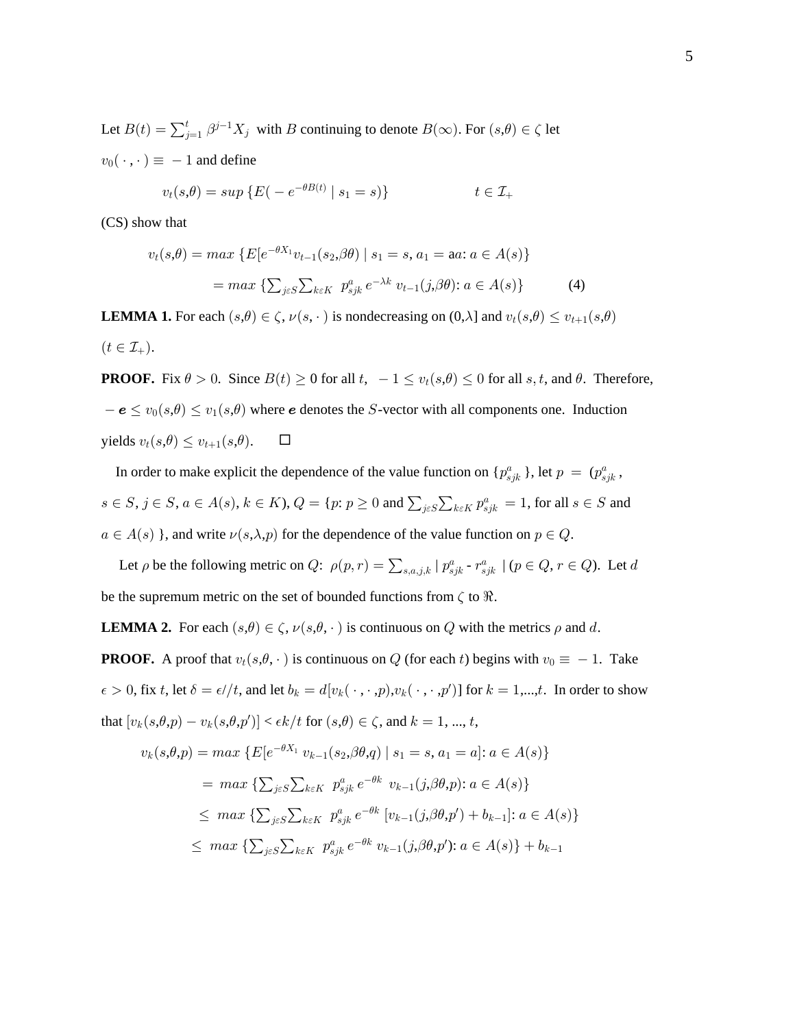Let $B(t) = \sum_{j=1}^{t} \beta^{j-1} X_j$ with $B$ continuing to denote $B(\infty)$. For $(s,\theta) \in \zeta$ let $v_0(\cdot,\cdot) \equiv -1$ and define

$$v_t(s,\theta) = sup\ \{E(-e^{-\theta B(t)} \mid s_1 = s)\} \qquad\qquad t \in \mathcal{I}_+$$

(CS) show that

$$v_t(s,\theta) = max\ \{E[e^{-\theta X_1} v_{t-1}(s_2,\beta\theta) \mid s_1 = s,\, a_1 = \text{a}a\text{: } a \in A(s)\}$$

$$= max\ \{\textstyle\sum_{j \varepsilon S} \sum_{k \varepsilon K}\ p^a_{sjk}\, e^{-\lambda k}\ v_{t-1}(j,\beta\theta)\text{: } a \in A(s)\} \qquad (4)$$

**LEMMA 1.** For each $(s,\theta) \in \zeta$, $\nu(s,\cdot)$ is nondecreasing on $(0,\lambda]$ and $v_t(s,\theta) \leq v_{t+1}(s,\theta)$ $(t \in \mathcal{I}_+)$.

**PROOF.** Fix $\theta > 0$. Since $B(t) \geq 0$ for all $t$, $-1 \leq v_t(s,\theta) \leq 0$ for all $s$, $t$, and $\theta$. Therefore, $-\boldsymbol{e} \leq v_0(s,\theta) \leq v_1(s,\theta)$ where $\boldsymbol{e}$ denotes the $S$-vector with all components one. Induction yields $v_t(s,\theta) \leq v_{t+1}(s,\theta)$. $\square$

In order to make explicit the dependence of the value function on $\{p^a_{sjk}\}$, let $p = (p^a_{sjk}$, $s \in S$, $j \in S$, $a \in A(s)$, $k \in K)$, $Q = \{p\text{: } p \geq 0$ and $\sum_{j \varepsilon S} \sum_{k \varepsilon K} p^a_{sjk} = 1$, for all $s \in S$ and $a \in A(s)$ $\}$, and write $\nu(s,\lambda,p)$ for the dependence of the value function on $p \in Q$.

Let $\rho$ be the following metric on $Q$: $\rho(p,r) = \sum_{s,a,j,k} \mid p^a_{sjk}$ - $r^a_{sjk} \mid$ $(p \in Q, r \in Q)$. Let $d$ be the supremum metric on the set of bounded functions from $\zeta$ to $\Re$.

**LEMMA 2.** For each $(s,\theta) \in \zeta$, $\nu(s,\theta,\cdot)$ is continuous on $Q$ with the metrics $\rho$ and $d$.

**PROOF.** A proof that $v_t(s,\theta,\cdot)$ is continuous on $Q$ (for each $t$) begins with $v_0 \equiv -1$. Take $\epsilon > 0$, fix $t$, let $\delta = \epsilon//t$, and let $b_k = d[v_k(\cdot,\cdot,p), v_k(\cdot,\cdot,p')]$ for $k = 1,...,t$. In order to show that $[v_k(s,\theta,p) - v_k(s,\theta,p')] < \epsilon k/t$ for $(s,\theta) \in \zeta$, and $k = 1, ..., t$,

$$v_k(s,\theta,p) = max\ \{E[e^{-\theta X_1}\ v_{k-1}(s_2,\beta\theta,q) \mid s_1 = s, a_1 = a]\text{: } a \in A(s)\}$$

$$= \ max\ \{\textstyle\sum_{j \varepsilon S} \sum_{k \varepsilon K}\ p^a_{sjk}\, e^{-\theta k}\ v_{k-1}(j,\beta\theta,p)\text{: } a \in A(s)\}$$

$$\leq \ max\ \{\textstyle\sum_{j \varepsilon S} \sum_{k \varepsilon K}\ p^a_{sjk}\, e^{-\theta k}\ [v_{k-1}(j,\beta\theta,p') + b_{k-1}]\text{: } a \in A(s)\}$$

$$\leq \ max\ \{\textstyle\sum_{j \varepsilon S} \sum_{k \varepsilon K}\ p^a_{sjk}\, e^{-\theta k}\ v_{k-1}(j,\beta\theta,p')\text{: } a \in A(s)\} + b_{k-1}$$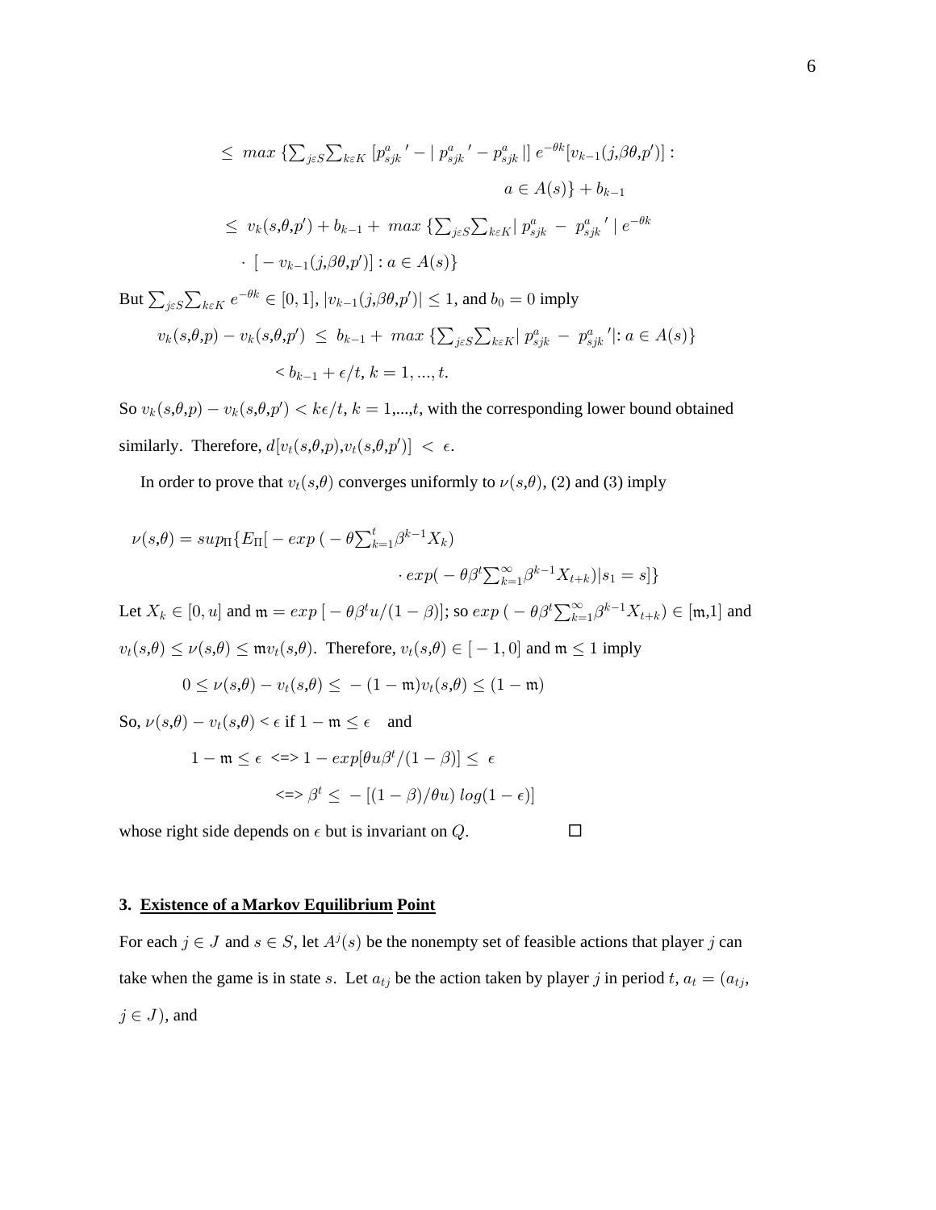$$\leq \; max \; \{\textstyle\sum_{j\varepsilon S}\sum_{k\varepsilon K} \, [p^{a}_{sjk}{}' - | \, p^{a}_{sjk}{}' - p^{a}_{sjk} \, |] \; e^{-\theta k}[v_{k-1}(j,\beta\theta,p')] :$$

$$a \in A(s)\} + b_{k-1}$$

$$\leq \; v_k(s,\theta,p') + b_{k-1} + \; max \; \{\textstyle\sum_{j\varepsilon S}\sum_{k\varepsilon K}| \; p^{a}_{sjk} \; - \; p^{a}_{sjk}{}' \; | \; e^{-\theta k}$$

$$\cdot \; [\, - \, v_{k-1}(j,\beta\theta,p')] : a \in A(s)\}$$

But $\sum_{j\varepsilon S}\sum_{k\varepsilon K} \, e^{-\theta k} \in [0,1]$, $|v_{k-1}(j,\beta\theta,p')| \leq 1$, and $b_0 = 0$ imply

$$v_k(s,\theta,p) - v_k(s,\theta,p') \; \leq \; b_{k-1} + \; max \; \{\textstyle\sum_{j\varepsilon S}\sum_{k\varepsilon K}| \; p^{a}_{sjk} \; - \; p^{a}_{sjk}{}' |: a \in A(s)\}$$

$$< b_{k-1} + \epsilon/t, \, k = 1, ..., t.$$

So $v_k(s,\theta,p) - v_k(s,\theta,p') < k\epsilon/t$, $k = 1,...,t$, with the corresponding lower bound obtained similarly. Therefore, $d[v_t(s,\theta,p),v_t(s,\theta,p')] \; < \; \epsilon$.

In order to prove that $v_t(s,\theta)$ converges uniformly to $\nu(s,\theta)$, (2) and (3) imply

$$\nu(s,\theta) = sup_{\Pi}\{E_{\Pi}[\, - \, exp \; ( \, - \, \theta\textstyle\sum_{k=1}^{t}\beta^{k-1}X_k)$$

$$\cdot \, exp( \, - \, \theta\beta^{t}\textstyle\sum_{k=1}^{\infty}\beta^{k-1}X_{t+k})|s_1 = s]\}$$

Let $X_k \in [0,u]$ and $\mathfrak{m} = exp \; [\, - \, \theta\beta^{t}u/(1 - \beta)]$; so $exp \; ( \, - \, \theta\beta^{t}\sum_{k=1}^{\infty}\beta^{k-1}X_{t+k}) \in [\mathfrak{m},1]$ and $v_t(s,\theta) \leq \nu(s,\theta) \leq \mathfrak{m}v_t(s,\theta)$. Therefore, $v_t(s,\theta) \in [\, - \, 1, 0]$ and $\mathfrak{m} \leq 1$ imply

$$0 \leq \nu(s,\theta) - v_t(s,\theta) \leq \; - \, (1 - \mathfrak{m})v_t(s,\theta) \leq (1 - \mathfrak{m})$$

So, $\nu(s,\theta) - v_t(s,\theta) < \epsilon$ if $1 - \mathfrak{m} \leq \epsilon$ and

$$1 - \mathfrak{m} \leq \epsilon \; <=> 1 - exp[\theta u\beta^{t}/(1 - \beta)] \leq \; \epsilon$$

$$<=> \beta^{t} \leq \; - \, [(1 - \beta)/\theta u) \; log(1 - \epsilon)]$$

whose right side depends on $\epsilon$ but is invariant on $Q$. □

### 3. Existence of a Markov Equilibrium Point

For each $j \in J$ and $s \in S$, let $A^{j}(s)$ be the nonempty set of feasible actions that player $j$ can take when the game is in state $s$. Let $a_{tj}$ be the action taken by player $j$ in period $t$, $a_t = (a_{tj}$, $j \in J)$, and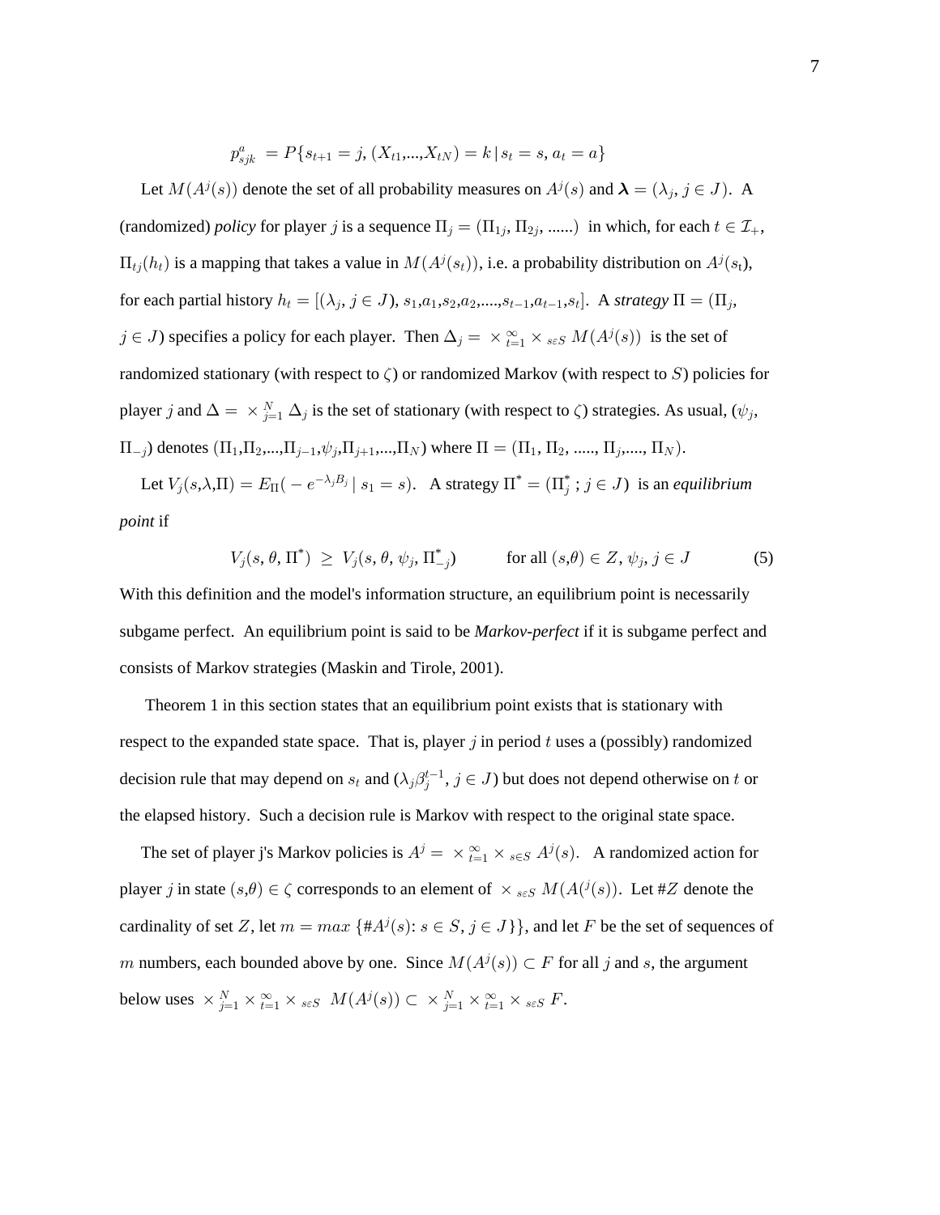$$p^a_{sjk} \ = P\{s_{t+1} = j, (X_{t1},...,X_{tN}) = k \,|\, s_t = s, a_t = a\}$$

Let $M(A^j(s))$ denote the set of all probability measures on $A^j(s)$ and $\boldsymbol{\lambda} = (\lambda_j, j \in J)$. A (randomized) *policy* for player $j$ is a sequence $\Pi_j = (\Pi_{1j}, \Pi_{2j}, ......)$ in which, for each $t \in \mathcal{I}_+$, $\Pi_{tj}(h_t)$ is a mapping that takes a value in $M(A^j(s_t))$, i.e. a probability distribution on $A^j(s_t)$, for each partial history $h_t = [(\lambda_j, j \in J), s_1,a_1,s_2,a_2,....,s_{t-1},a_{t-1},s_t]$. A ***strategy*** $\Pi = (\Pi_j, j \in J)$ specifies a policy for each player. Then $\Delta_j = \times_{t=1}^{\infty} \times_{s \varepsilon S} M(A^j(s))$ is the set of randomized stationary (with respect to $\zeta$) or randomized Markov (with respect to $S$) policies for player $j$ and $\Delta = \times_{j=1}^{N} \Delta_j$ is the set of stationary (with respect to $\zeta$) strategies. As usual, $(\psi_j, \Pi_{-j})$ denotes $(\Pi_1,\Pi_2,...,\Pi_{j-1},\psi_j,\Pi_{j+1},...,\Pi_N)$ where $\Pi = (\Pi_1, \Pi_2, ....., \Pi_j,...., \Pi_N)$.

Let $V_j(s,\lambda,\Pi) = E_\Pi(-e^{-\lambda_j B_j} \,|\, s_1 = s)$. A strategy $\Pi^* = (\Pi^*_j \,; j \in J)$ is an ***equilibrium point*** if

$$V_j(s, \theta, \Pi^*) \ \geq \ V_j(s, \theta, \psi_j, \Pi^*_{-j}) \qquad \text{for all } (s,\theta) \in Z, \ \psi_j, \ j \in J \tag{5}$$

With this definition and the model's information structure, an equilibrium point is necessarily subgame perfect. An equilibrium point is said to be ***Markov-perfect*** if it is subgame perfect and consists of Markov strategies (Maskin and Tirole, 2001).

Theorem 1 in this section states that an equilibrium point exists that is stationary with respect to the expanded state space. That is, player $j$ in period $t$ uses a (possibly) randomized decision rule that may depend on $s_t$ and $(\lambda_j \beta_j^{t-1}, j \in J)$ but does not depend otherwise on $t$ or the elapsed history. Such a decision rule is Markov with respect to the original state space.

The set of player j's Markov policies is $A^j = \times_{t=1}^{\infty} \times_{s \in S} A^j(s)$. A randomized action for player $j$ in state $(s,\theta) \in \zeta$ corresponds to an element of $\times_{s \varepsilon S} M(A(^j(s))$. Let $\#Z$ denote the cardinality of set $Z$, let $m = max\ \{\#A^j(s)\text{: } s \in S, j \in J\}\}$, and let $F$ be the set of sequences of $m$ numbers, each bounded above by one. Since $M(A^j(s)) \subset F$ for all $j$ and $s$, the argument below uses $\times_{j=1}^{N} \times_{t=1}^{\infty} \times_{s \varepsilon S} \ M(A^j(s)) \subset \times_{j=1}^{N} \times_{t=1}^{\infty} \times_{s \varepsilon S} F$.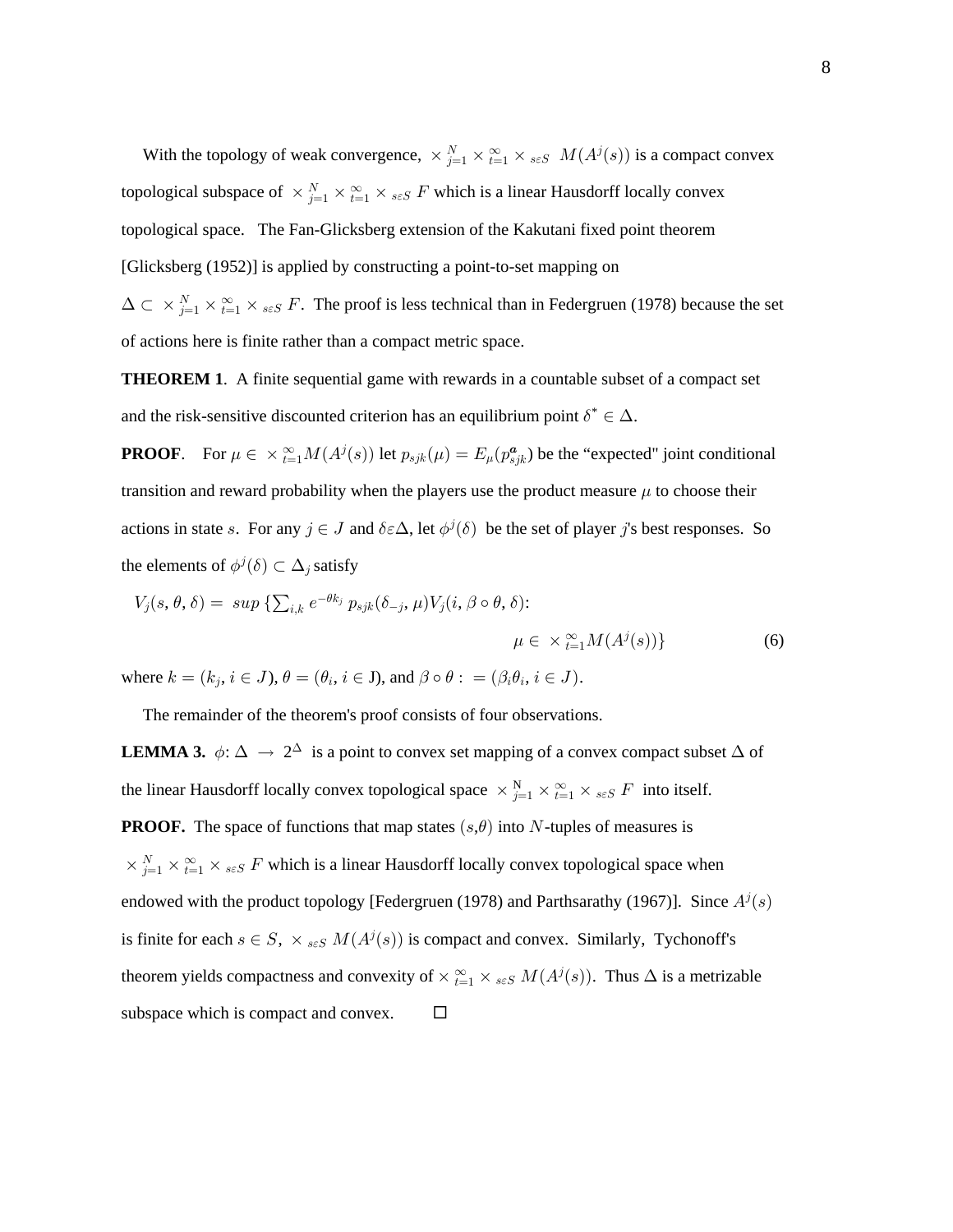With the topology of weak convergence, $\times_{j=1}^{N} \times_{t=1}^{\infty} \times_{s\varepsilon S} \ M(A^j(s))$ is a compact convex topological subspace of $\times_{j=1}^{N} \times_{t=1}^{\infty} \times_{s\varepsilon S} F$ which is a linear Hausdorff locally convex topological space. The Fan-Glicksberg extension of the Kakutani fixed point theorem [Glicksberg (1952)] is applied by constructing a point-to-set mapping on $\Delta \subset \times_{j=1}^{N} \times_{t=1}^{\infty} \times_{s\varepsilon S} F$. The proof is less technical than in Federgruen (1978) because the set of actions here is finite rather than a compact metric space.

**THEOREM 1**. A finite sequential game with rewards in a countable subset of a compact set and the risk-sensitive discounted criterion has an equilibrium point $\delta^* \in \Delta$.

**PROOF**. For $\mu \in \times_{t=1}^{\infty} M(A^j(s))$ let $p_{sjk}(\mu) = E_\mu(p_{sjk}^{\boldsymbol{a}})$ be the "expected" joint conditional transition and reward probability when the players use the product measure $\mu$ to choose their actions in state $s$. For any $j \in J$ and $\delta \varepsilon \Delta$, let $\phi^j(\delta)$ be the set of player $j$'s best responses. So the elements of $\phi^j(\delta) \subset \Delta_j$ satisfy

$$V_j(s, \theta, \delta) = \ sup \ \{\textstyle\sum_{i,k} e^{-\theta k_j} \ p_{sjk}(\delta_{-j}, \mu) V_j(i, \beta \circ \theta, \delta): \mu \in \ \times_{t=1}^{\infty} M(A^j(s))\} \tag{6}$$

where $k = (k_j, i \in J)$, $\theta = (\theta_i, i \in$ J), and $\beta \circ \theta :\ = (\beta_i \theta_i, i \in J)$.

The remainder of the theorem's proof consists of four observations.

**LEMMA 3.** $\phi$: $\Delta \ \rightarrow \ 2^{\Delta}$ is a point to convex set mapping of a convex compact subset $\Delta$ of the linear Hausdorff locally convex topological space $\times_{j=1}^{\mathrm{N}} \times_{t=1}^{\infty} \times_{s\varepsilon S} F$ into itself.

**PROOF.** The space of functions that map states $(s,\theta)$ into $N$-tuples of measures is $\times_{j=1}^{N} \times_{t=1}^{\infty} \times_{s\varepsilon S} F$ which is a linear Hausdorff locally convex topological space when endowed with the product topology [Federgruen (1978) and Parthsarathy (1967)]. Since $A^j(s)$ is finite for each $s \in S$, $\times_{s\varepsilon S} \ M(A^j(s))$ is compact and convex. Similarly, Tychonoff's theorem yields compactness and convexity of $\times_{t=1}^{\infty} \times_{s\varepsilon S} M(A^j(s))$. Thus $\Delta$ is a metrizable subspace which is compact and convex. □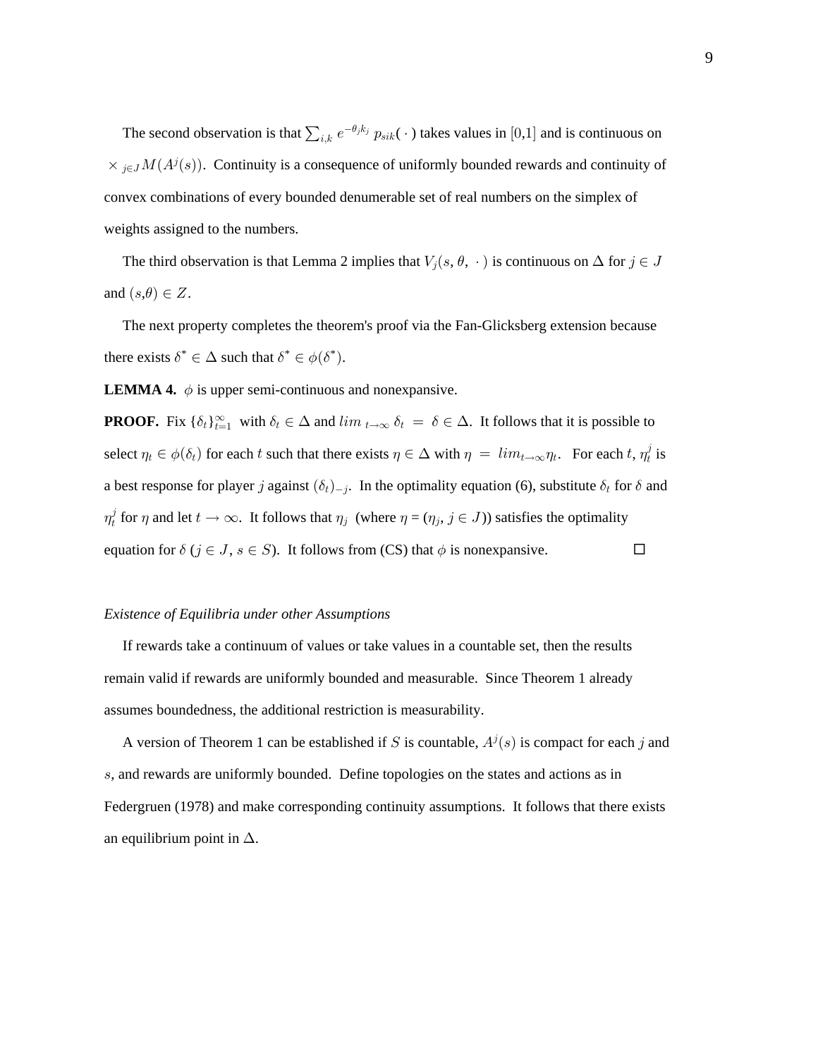The second observation is that $\sum_{i,k} e^{-\theta_j k_j} \, p_{sik}(\,\cdot\,)$ takes values in $[0{,}1]$ and is continuous on $\times_{\,j \in J} M(A^j(s))$. Continuity is a consequence of uniformly bounded rewards and continuity of convex combinations of every bounded denumerable set of real numbers on the simplex of weights assigned to the numbers.

The third observation is that Lemma 2 implies that $V_j(s, \theta, \,\cdot\,)$ is continuous on $\Delta$ for $j \in J$ and $(s,\theta) \in Z$.

The next property completes the theorem's proof via the Fan-Glicksberg extension because there exists $\delta^* \in \Delta$ such that $\delta^* \in \phi(\delta^*)$.

**LEMMA 4.** $\phi$ is upper semi-continuous and nonexpansive.

**PROOF.** Fix $\{\delta_t\}_{t=1}^{\infty}$ with $\delta_t \in \Delta$ and $lim_{\ t \to \infty}\ \delta_t \ = \ \delta \in \Delta$. It follows that it is possible to select $\eta_t \in \phi(\delta_t)$ for each $t$ such that there exists $\eta \in \Delta$ with $\eta \ = \ lim_{t \to \infty} \eta_t$. For each $t$, $\eta_t^j$ is a best response for player $j$ against $(\delta_t)_{-j}$. In the optimality equation (6), substitute $\delta_t$ for $\delta$ and $\eta_t^j$ for $\eta$ and let $t \to \infty$. It follows that $\eta_j$ (where $\eta = (\eta_j, j \in J)$) satisfies the optimality equation for $\delta$ ($j \in J$, $s \in S$). It follows from (CS) that $\phi$ is nonexpansive. □

*Existence of Equilibria under other Assumptions*

If rewards take a continuum of values or take values in a countable set, then the results remain valid if rewards are uniformly bounded and measurable. Since Theorem 1 already assumes boundedness, the additional restriction is measurability.

A version of Theorem 1 can be established if $S$ is countable, $A^j(s)$ is compact for each $j$ and $s$, and rewards are uniformly bounded. Define topologies on the states and actions as in Federgruen (1978) and make corresponding continuity assumptions. It follows that there exists an equilibrium point in $\Delta$.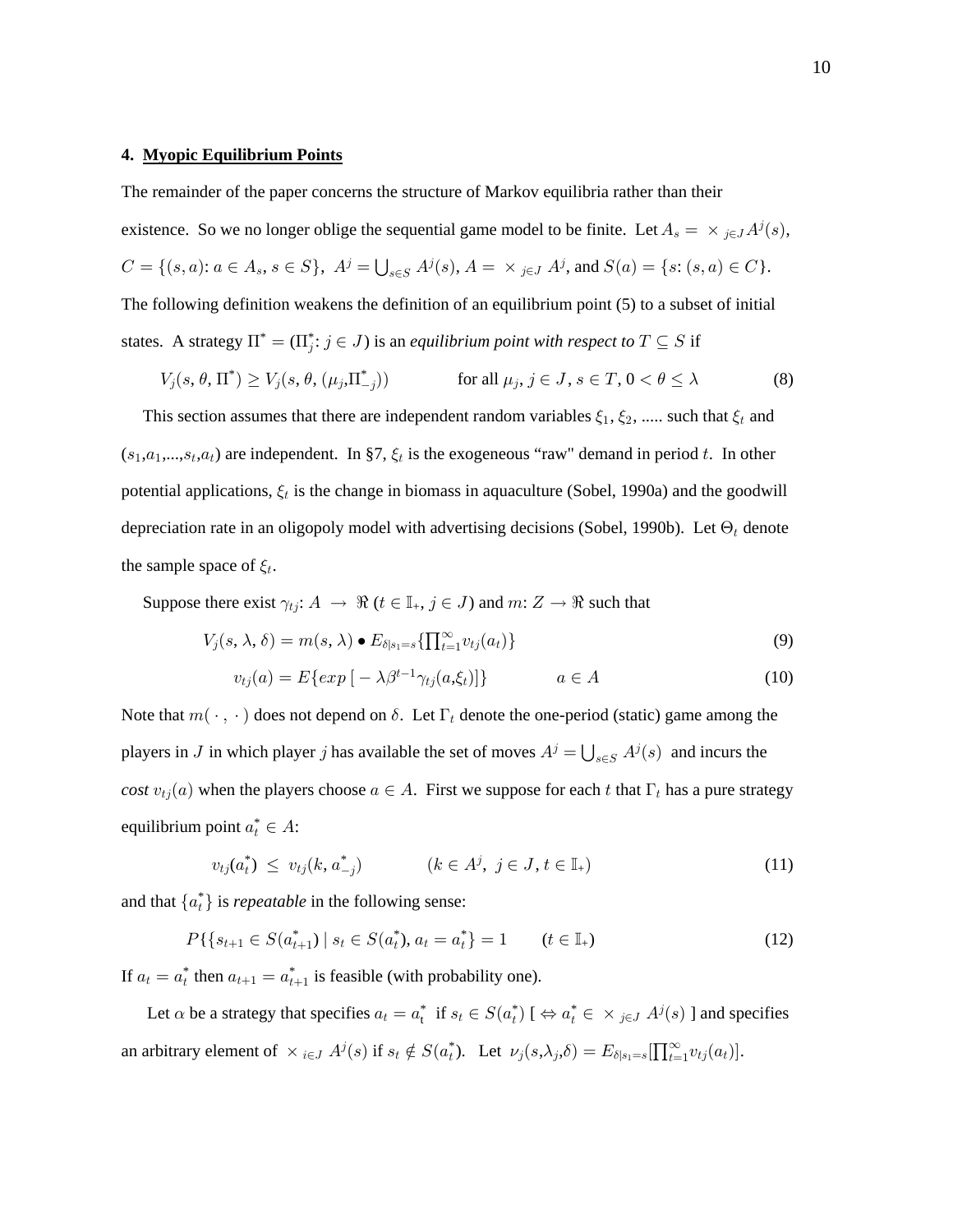## 4. Myopic Equilibrium Points

The remainder of the paper concerns the structure of Markov equilibria rather than their existence. So we no longer oblige the sequential game model to be finite. Let $A_s = \times_{j \in J} A^j(s)$, $C = \{(s, a)\colon a \in A_s, s \in S\}$, $A^j = \bigcup_{s \in S} A^j(s)$, $A = \times_{j \in J} A^j$, and $S(a) = \{s\colon (s, a) \in C\}$. The following definition weakens the definition of an equilibrium point (5) to a subset of initial states. A strategy $\Pi^* = (\Pi_j^*\colon j \in J)$ is an *equilibrium point with respect to* $T \subseteq S$ if

$$V_j(s, \theta, \Pi^*) \geq V_j(s, \theta, (\mu_j, \Pi_{-j}^*)) \qquad \text{for all } \mu_j, j \in J, s \in T, 0 < \theta \leq \lambda \tag{8}$$

This section assumes that there are independent random variables $\xi_1, \xi_2$, ..... such that $\xi_t$ and $(s_1, a_1, ..., s_t, a_t)$ are independent. In §7, $\xi_t$ is the exogeneous "raw" demand in period $t$. In other potential applications, $\xi_t$ is the change in biomass in aquaculture (Sobel, 1990a) and the goodwill depreciation rate in an oligopoly model with advertising decisions (Sobel, 1990b). Let $\Theta_t$ denote the sample space of $\xi_t$.

Suppose there exist $\gamma_{tj}\colon A \to \Re$ ($t \in \mathbb{I}_+$, $j \in J$) and $m\colon Z \to \Re$ such that

$$V_j(s, \lambda, \delta) = m(s, \lambda) \bullet E_{\delta | s_1 = s}\{\textstyle\prod_{t=1}^{\infty} v_{tj}(a_t)\} \tag{9}$$

$$v_{tj}(a) = E\{exp\,[-\lambda \beta^{t-1} \gamma_{tj}(a, \xi_t)]\} \qquad a \in A \tag{10}$$

Note that $m(\cdot\,, \cdot)$ does not depend on $\delta$. Let $\Gamma_t$ denote the one-period (static) game among the players in $J$ in which player $j$ has available the set of moves $A^j = \bigcup_{s \in S} A^j(s)$ and incurs the *cost* $v_{tj}(a)$ when the players choose $a \in A$. First we suppose for each $t$ that $\Gamma_t$ has a pure strategy equilibrium point $a_t^* \in A$:

$$v_{tj}(a_t^*) \;\leq\; v_{tj}(k, a_{-j}^*) \qquad (k \in A^j,\ j \in J, t \in \mathbb{I}_+) \tag{11}$$

and that $\{a_t^*\}$ is *repeatable* in the following sense:

$$P\{\{s_{t+1} \in S(a_{t+1}^*) \mid s_t \in S(a_t^*), a_t = a_t^*\} = 1 \qquad (t \in \mathbb{I}_+) \tag{12}$$

If $a_t = a_t^*$ then $a_{t+1} = a_{t+1}^*$ is feasible (with probability one).

Let $\alpha$ be a strategy that specifies $a_t = a_t^*$ if $s_t \in S(a_t^*)$ [ $\Leftrightarrow a_t^* \in \times_{j \in J} A^j(s)$ ] and specifies an arbitrary element of $\times_{i \in J} A^j(s)$ if $s_t \notin S(a_t^*)$. Let $\nu_j(s, \lambda_j, \delta) = E_{\delta | s_1 = s}[\prod_{t=1}^{\infty} v_{tj}(a_t)]$.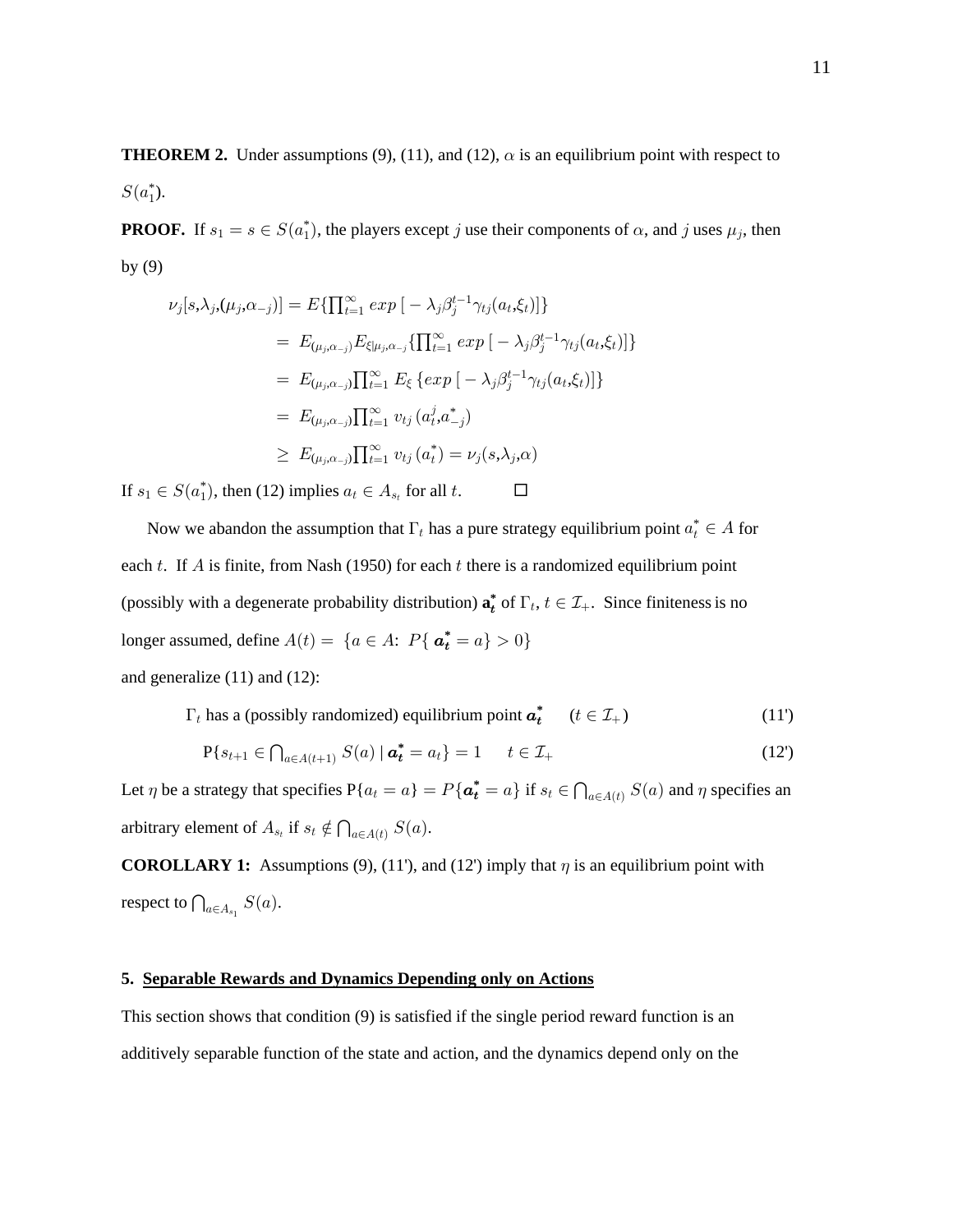**THEOREM 2.** Under assumptions (9), (11), and (12), $\alpha$ is an equilibrium point with respect to $S(a_1^*)$.

**PROOF.** If $s_1 = s \in S(a_1^*)$, the players except $j$ use their components of $\alpha$, and $j$ uses $\mu_j$, then by (9)

$$
\begin{aligned}
\nu_j[s,\lambda_j,(\mu_j,\alpha_{-j})] &= E\{\textstyle\prod_{t=1}^{\infty} exp\,[-\lambda_j\beta_j^{t-1}\gamma_{tj}(a_t,\xi_t)]\} \\
&= E_{(\mu_j,\alpha_{-j})}E_{\xi|\mu_j,\alpha_{-j}}\{\textstyle\prod_{t=1}^{\infty} exp\,[-\lambda_j\beta_j^{t-1}\gamma_{tj}(a_t,\xi_t)]\} \\
&= E_{(\mu_j,\alpha_{-j})}\textstyle\prod_{t=1}^{\infty} E_{\xi}\,\{exp\,[-\lambda_j\beta_j^{t-1}\gamma_{tj}(a_t,\xi_t)]\} \\
&= E_{(\mu_j,\alpha_{-j})}\textstyle\prod_{t=1}^{\infty} v_{tj}\,(a_t^j,a_{-j}^*) \\
&\geq E_{(\mu_j,\alpha_{-j})}\textstyle\prod_{t=1}^{\infty} v_{tj}\,(a_t^*) = \nu_j(s,\lambda_j,\alpha)
\end{aligned}
$$

If $s_1 \in S(a_1^*)$, then (12) implies $a_t \in A_{s_t}$ for all $t$. $\square$

Now we abandon the assumption that $\Gamma_t$ has a pure strategy equilibrium point $a_t^* \in A$ for each $t$. If $A$ is finite, from Nash (1950) for each $t$ there is a randomized equilibrium point (possibly with a degenerate probability distribution) $\mathbf{a}_t^*$ of $\Gamma_t$, $t \in \mathcal{I}_+$. Since finiteness is no longer assumed, define $A(t) = \{a \in A\colon\ P\{\,\boldsymbol{a}_t^* = a\} > 0\}$

and generalize (11) and (12):

$$\Gamma_t \text{ has a (possibly randomized) equilibrium point } \boldsymbol{a}_t^* \quad (t \in \mathcal{I}_+) \tag{11'}$$

$$\mathrm{P}\{s_{t+1} \in \textstyle\bigcap_{a\in A(t+1)} S(a) \mid \boldsymbol{a}_t^* = a_t\} = 1 \quad t \in \mathcal{I}_+ \tag{12'}$$

Let $\eta$ be a strategy that specifies $\mathrm{P}\{a_t = a\} = P\{\boldsymbol{a}_t^* = a\}$ if $s_t \in \bigcap_{a\in A(t)} S(a)$ and $\eta$ specifies an arbitrary element of $A_{s_t}$ if $s_t \notin \bigcap_{a\in A(t)} S(a)$.

**COROLLARY 1:** Assumptions (9), (11'), and (12') imply that $\eta$ is an equilibrium point with respect to $\bigcap_{a\in A_{s_1}} S(a)$.

## 5. Separable Rewards and Dynamics Depending only on Actions

This section shows that condition (9) is satisfied if the single period reward function is an additively separable function of the state and action, and the dynamics depend only on the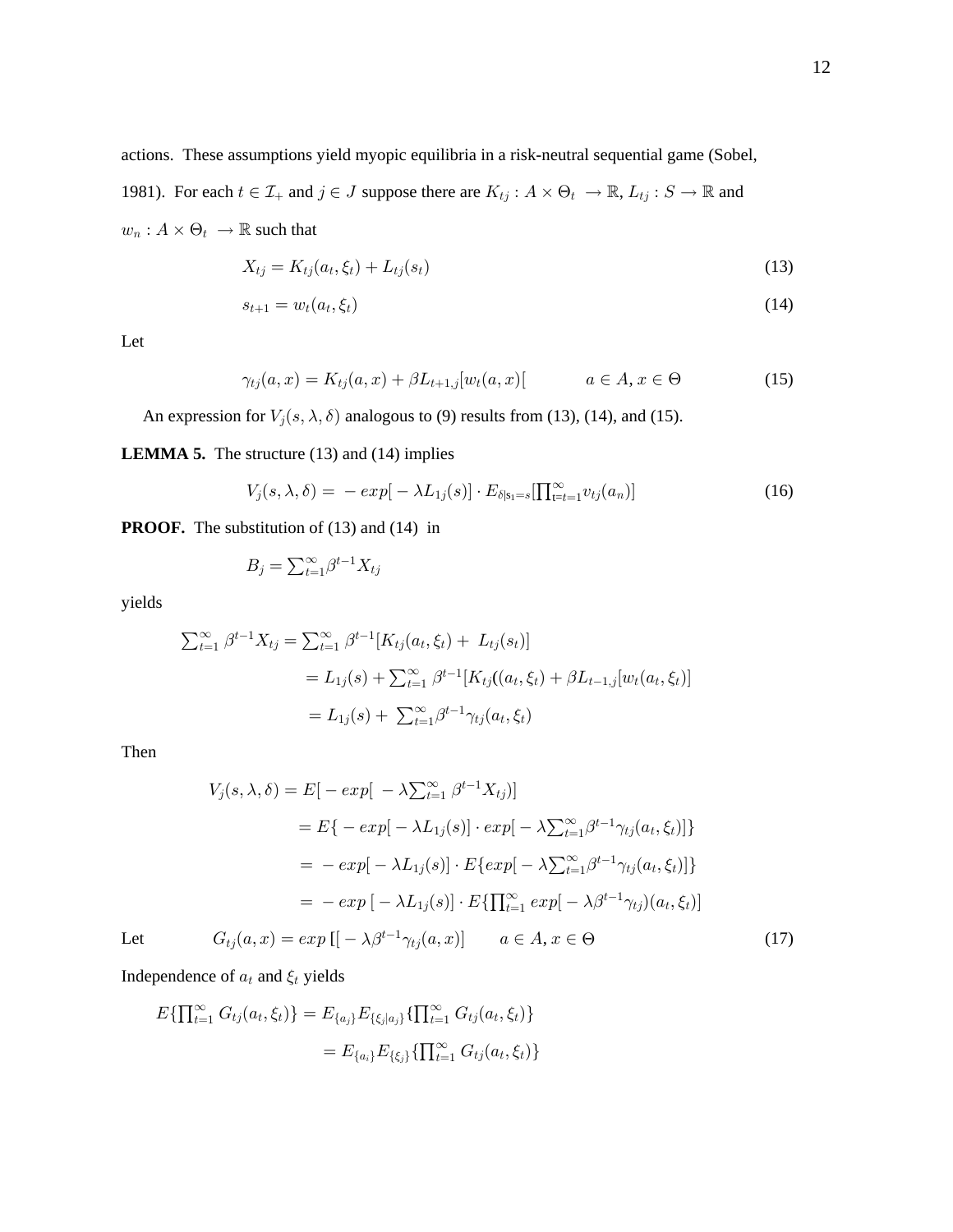actions. These assumptions yield myopic equilibria in a risk-neutral sequential game (Sobel, 1981). For each $t \in \mathcal{I}_+$ and $j \in J$ suppose there are $K_{tj} : A \times \Theta_t \rightarrow \mathbb{R}$, $L_{tj} : S \rightarrow \mathbb{R}$ and $w_n : A \times \Theta_t \rightarrow \mathbb{R}$ such that

$$X_{tj} = K_{tj}(a_t, \xi_t) + L_{tj}(s_t) \tag{13}$$

$$s_{t+1} = w_t(a_t, \xi_t) \tag{14}$$

Let

$$\gamma_{tj}(a, x) = K_{tj}(a, x) + \beta L_{t+1,j}[w_t(a, x)[ \qquad a \in A, x \in \Theta \tag{15}$$

An expression for $V_j(s, \lambda, \delta)$ analogous to (9) results from (13), (14), and (15).

**LEMMA 5.** The structure (13) and (14) implies

$$V_j(s, \lambda, \delta) = -exp[-\lambda L_{1j}(s)] \cdot E_{\delta|s_1=s}[\textstyle\prod_{t=t=1}^{\infty} v_{tj}(a_n)] \tag{16}$$

**PROOF.** The substitution of (13) and (14) in

$$B_j = \textstyle\sum_{t=1}^{\infty} \beta^{t-1} X_{tj}$$

yields

$$\begin{aligned}
\textstyle\sum_{t=1}^{\infty} \beta^{t-1} X_{tj} &= \textstyle\sum_{t=1}^{\infty} \beta^{t-1}[K_{tj}(a_t, \xi_t) + L_{tj}(s_t)] \\
&= L_{1j}(s) + \textstyle\sum_{t=1}^{\infty} \beta^{t-1}[K_{tj}((a_t, \xi_t) + \beta L_{t-1,j}[w_t(a_t, \xi_t)] \\
&= L_{1j}(s) + \textstyle\sum_{t=1}^{\infty} \beta^{t-1} \gamma_{tj}(a_t, \xi_t)
\end{aligned}$$

Then

$$\begin{aligned}
V_j(s, \lambda, \delta) &= E[-exp[-\lambda \textstyle\sum_{t=1}^{\infty} \beta^{t-1} X_{tj})] \\
&= E\{-exp[-\lambda L_{1j}(s)] \cdot exp[-\lambda \textstyle\sum_{t=1}^{\infty} \beta^{t-1} \gamma_{tj}(a_t, \xi_t)]\} \\
&= -exp[-\lambda L_{1j}(s)] \cdot E\{exp[-\lambda \textstyle\sum_{t=1}^{\infty} \beta^{t-1} \gamma_{tj}(a_t, \xi_t)]\} \\
&= -exp\,[-\lambda L_{1j}(s)] \cdot E\{\textstyle\prod_{t=1}^{\infty} exp[-\lambda \beta^{t-1} \gamma_{tj})(a_t, \xi_t)]
\end{aligned}$$

Let

$$G_{tj}(a, x) = exp\,[[-\lambda \beta^{t-1} \gamma_{tj}(a, x)] \qquad a \in A, x \in \Theta \tag{17}$$

Independence of $a_t$ and $\xi_t$ yields

$$\begin{aligned}
E\{\textstyle\prod_{t=1}^{\infty} G_{tj}(a_t, \xi_t)\} &= E_{\{a_j\}} E_{\{\xi_j|a_j\}}\{\textstyle\prod_{t=1}^{\infty} G_{tj}(a_t, \xi_t)\} \\
&= E_{\{a_i\}} E_{\{\xi_j\}}\{\textstyle\prod_{t=1}^{\infty} G_{tj}(a_t, \xi_t)\}
\end{aligned}$$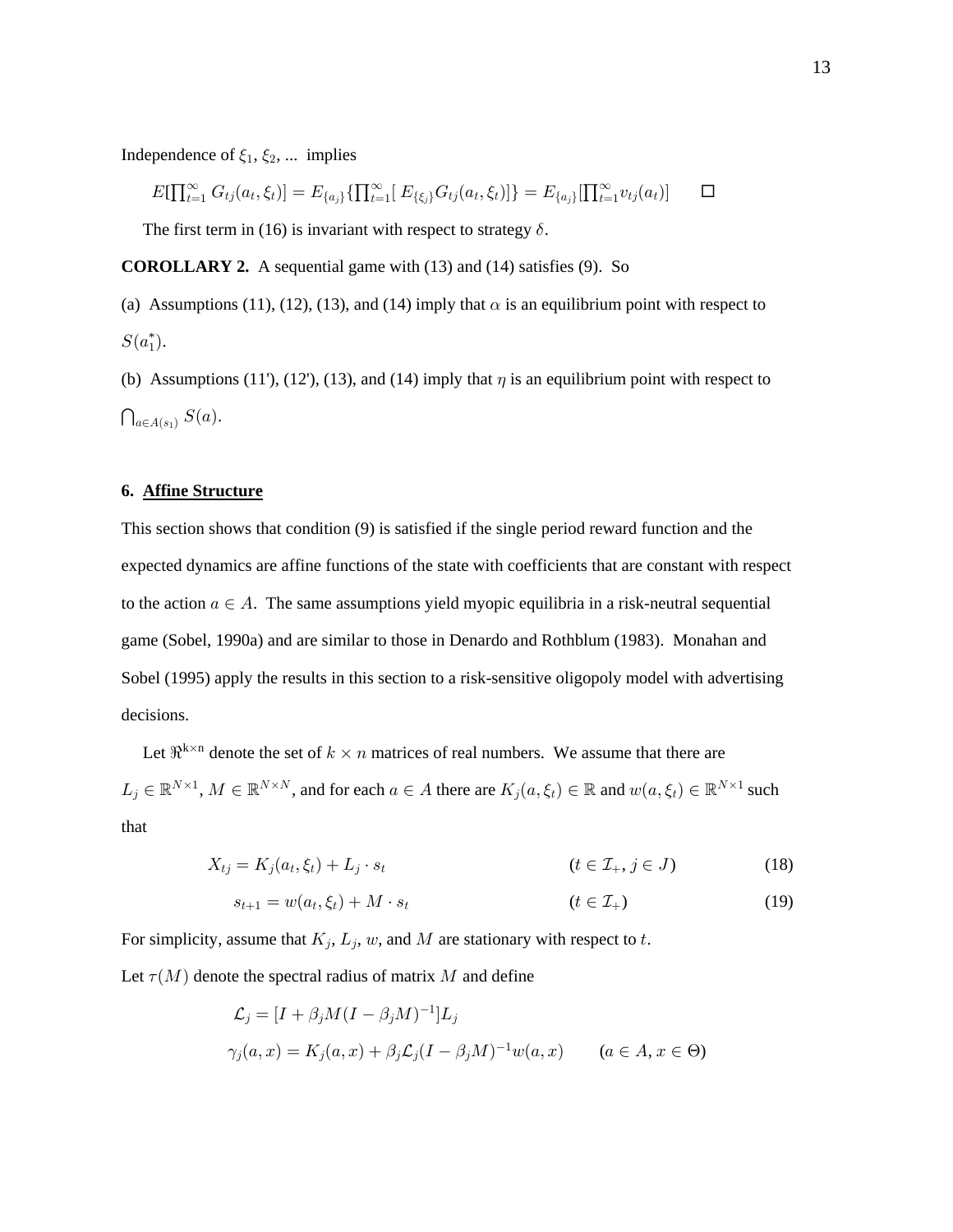Independence of $\xi_1, \xi_2, \ldots$ implies

$$E[\prod_{t=1}^{\infty} G_{tj}(a_t, \xi_t)] = E_{\{a_j\}}\{\prod_{t=1}^{\infty}[\, E_{\{\xi_j\}} G_{tj}(a_t, \xi_t)]\} = E_{\{a_j\}}[\prod_{t=1}^{\infty} v_{tj}(a_t)] \qquad \square$$

The first term in (16) is invariant with respect to strategy $\delta$.

**COROLLARY 2.** A sequential game with (13) and (14) satisfies (9). So

(a) Assumptions (11), (12), (13), and (14) imply that $\alpha$ is an equilibrium point with respect to $S(a_1^*)$.

(b) Assumptions (11'), (12'), (13), and (14) imply that $\eta$ is an equilibrium point with respect to $\bigcap_{a \in A(s_1)} S(a)$.

## 6. Affine Structure

This section shows that condition (9) is satisfied if the single period reward function and the expected dynamics are affine functions of the state with coefficients that are constant with respect to the action $a \in A$. The same assumptions yield myopic equilibria in a risk-neutral sequential game (Sobel, 1990a) and are similar to those in Denardo and Rothblum (1983). Monahan and Sobel (1995) apply the results in this section to a risk-sensitive oligopoly model with advertising decisions.

Let $\Re^{k \times n}$ denote the set of $k \times n$ matrices of real numbers. We assume that there are $L_j \in \mathbb{R}^{N \times 1}$, $M \in \mathbb{R}^{N \times N}$, and for each $a \in A$ there are $K_j(a, \xi_t) \in \mathbb{R}$ and $w(a, \xi_t) \in \mathbb{R}^{N \times 1}$ such that

$$X_{tj} = K_j(a_t, \xi_t) + L_j \cdot s_t \qquad (t \in \mathcal{I}_+,\, j \in J) \tag{18}$$

$$s_{t+1} = w(a_t, \xi_t) + M \cdot s_t \qquad (t \in \mathcal{I}_+) \tag{19}$$

For simplicity, assume that $K_j$, $L_j$, $w$, and $M$ are stationary with respect to $t$.

Let $\tau(M)$ denote the spectral radius of matrix $M$ and define

$$\mathcal{L}_j = [I + \beta_j M(I - \beta_j M)^{-1}]L_j$$

$$\gamma_j(a, x) = K_j(a, x) + \beta_j \mathcal{L}_j (I - \beta_j M)^{-1} w(a, x) \qquad (a \in A,\, x \in \Theta)$$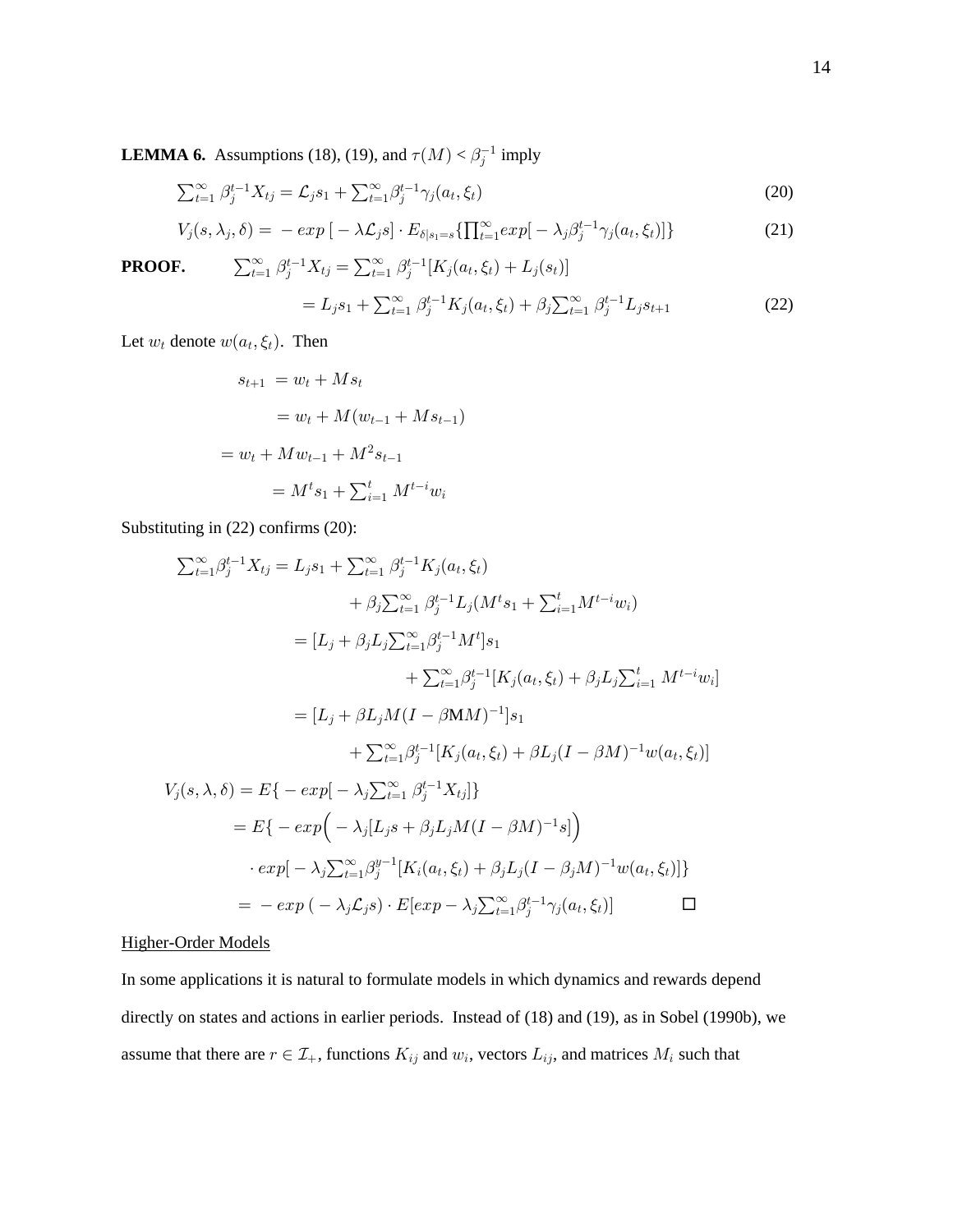**LEMMA 6.** Assumptions (18), (19), and $\tau(M) < \beta_j^{-1}$ imply

$$\sum_{t=1}^{\infty} \beta_j^{t-1} X_{tj} = \mathcal{L}_j s_1 + \sum_{t=1}^{\infty} \beta_j^{t-1} \gamma_j(a_t, \xi_t) \tag{20}$$

$$V_j(s, \lambda_j, \delta) = -exp\,[-\lambda \mathcal{L}_j s] \cdot E_{\delta|s_1=s}\{\prod_{t=1}^{\infty} exp[-\lambda_j \beta_j^{t-1} \gamma_j(a_t, \xi_t)]\} \tag{21}$$

**PROOF.**

$$\sum_{t=1}^{\infty} \beta_j^{t-1} X_{tj} = \sum_{t=1}^{\infty} \beta_j^{t-1}[K_j(a_t, \xi_t) + L_j(s_t)]$$

$$= L_j s_1 + \sum_{t=1}^{\infty} \beta_j^{t-1} K_j(a_t, \xi_t) + \beta_j \sum_{t=1}^{\infty} \beta_j^{t-1} L_j s_{t+1} \tag{22}$$

Let $w_t$ denote $w(a_t, \xi_t)$. Then

$$
\begin{aligned}
s_{t+1} &= w_t + M s_t \\
&= w_t + M(w_{t-1} + M s_{t-1}) \\
&= w_t + M w_{t-1} + M^2 s_{t-1} \\
&= M^t s_1 + \sum_{i=1}^{t} M^{t-i} w_i
\end{aligned}
$$

Substituting in (22) confirms (20):

$$
\begin{aligned}
\sum_{t=1}^{\infty} \beta_j^{t-1} X_{tj} &= L_j s_1 + \sum_{t=1}^{\infty} \beta_j^{t-1} K_j(a_t, \xi_t) \\
&\quad + \beta_j \sum_{t=1}^{\infty} \beta_j^{t-1} L_j (M^t s_1 + \sum_{i=1}^{t} M^{t-i} w_i) \\
&= [L_j + \beta_j L_j \sum_{t=1}^{\infty} \beta_j^{t-1} M^t] s_1 \\
&\quad + \sum_{t=1}^{\infty} \beta_j^{t-1} [K_j(a_t, \xi_t) + \beta_j L_j \sum_{i=1}^{t} M^{t-i} w_i] \\
&= [L_j + \beta L_j M(I - \beta \mathbf{M} M)^{-1}] s_1 \\
&\quad + \sum_{t=1}^{\infty} \beta_j^{t-1} [K_j(a_t, \xi_t) + \beta L_j (I - \beta M)^{-1} w(a_t, \xi_t)]
\end{aligned}
$$

$$
\begin{aligned}
V_j(s, \lambda, \delta) &= E\{-exp[-\lambda_j \sum_{t=1}^{\infty} \beta_j^{t-1} X_{tj}]\} \\
&= E\{-exp\Big(-\lambda_j [L_j s + \beta_j L_j M(I - \beta M)^{-1} s]\Big) \\
&\quad \cdot exp[-\lambda_j \sum_{t=1}^{\infty} \beta_j^{y-1} [K_i(a_t, \xi_t) + \beta_j L_j (I - \beta_j M)^{-1} w(a_t, \xi_t)]\} \\
&= -exp\,(-\lambda_j \mathcal{L}_j s) \cdot E[exp - \lambda_j \sum_{t=1}^{\infty} \beta_j^{t-1} \gamma_j(a_t, \xi_t)] \qquad \square
\end{aligned}
$$

Higher-Order Models

In some applications it is natural to formulate models in which dynamics and rewards depend directly on states and actions in earlier periods. Instead of (18) and (19), as in Sobel (1990b), we assume that there are $r \in \mathcal{I}_+$, functions $K_{ij}$ and $w_i$, vectors $L_{ij}$, and matrices $M_i$ such that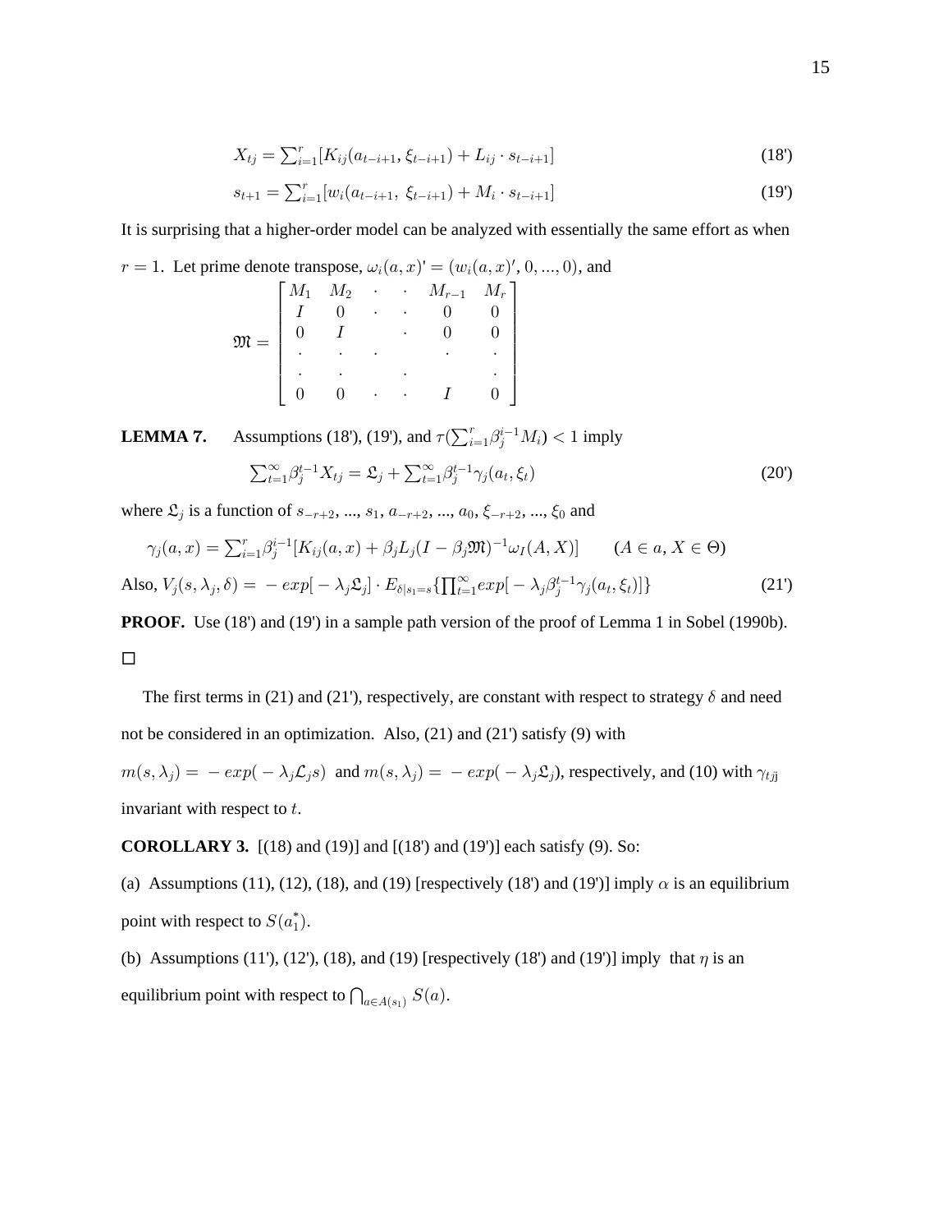$$X_{tj} = \sum_{i=1}^{r}[K_{ij}(a_{t-i+1}, \xi_{t-i+1}) + L_{ij} \cdot s_{t-i+1}] \tag{18'}$$

$$s_{t+1} = \sum_{i=1}^{r}[w_i(a_{t-i+1},\ \xi_{t-i+1}) + M_i \cdot s_{t-i+1}] \tag{19'}$$

It is surprising that a higher-order model can be analyzed with essentially the same effort as when $r = 1$. Let prime denote transpose, $\omega_i(a,x)' = (w_i(a,x)', 0, ..., 0)$, and

$$\mathfrak{M} = \begin{bmatrix} M_1 & M_2 & \cdot & \cdot & M_{r-1} & M_r \\ I & 0 & \cdot & \cdot & 0 & 0 \\ 0 & I & & \cdot & 0 & 0 \\ \cdot & \cdot & \cdot & & \cdot & \cdot \\ \cdot & \cdot & & \cdot & & \cdot \\ 0 & 0 & \cdot & \cdot & I & 0 \end{bmatrix}$$

**LEMMA 7.** Assumptions (18'), (19'), and $\tau(\sum_{i=1}^{r}\beta_j^{i-1}M_i) < 1$ imply

$$\sum_{t=1}^{\infty}\beta_j^{t-1}X_{tj} = \mathfrak{L}_j + \sum_{t=1}^{\infty}\beta_j^{t-1}\gamma_j(a_t, \xi_t) \tag{20'}$$

where $\mathfrak{L}_j$ is a function of $s_{-r+2}, ..., s_1, a_{-r+2}, ..., a_0, \xi_{-r+2}, ..., \xi_0$ and

$$\gamma_j(a,x) = \sum_{i=1}^{r}\beta_j^{i-1}[K_{ij}(a,x) + \beta_j L_j(I - \beta_j\mathfrak{M})^{-1}\omega_I(A,X)] \qquad (A \in a,\ X \in \Theta)$$

Also, $V_j(s, \lambda_j, \delta) = -exp[-\lambda_j\mathfrak{L}_j] \cdot E_{\delta|s_1=s}\{\prod_{t=1}^{\infty}exp[-\lambda_j\beta_j^{t-1}\gamma_j(a_t,\xi_t)]\}$ (21')

**PROOF.** Use (18') and (19') in a sample path version of the proof of Lemma 1 in Sobel (1990b). □

The first terms in (21) and (21'), respectively, are constant with respect to strategy $\delta$ and need not be considered in an optimization. Also, (21) and (21') satisfy (9) with $m(s, \lambda_j) = -exp(-\lambda_j\mathcal{L}_j s)$ and $m(s, \lambda_j) = -exp(-\lambda_j\mathfrak{L}_j)$, respectively, and (10) with $\gamma_{tjj}$ invariant with respect to $t$.

**COROLLARY 3.** [(18) and (19)] and [(18') and (19')] each satisfy (9). So:

(a) Assumptions (11), (12), (18), and (19) [respectively (18') and (19')] imply $\alpha$ is an equilibrium point with respect to $S(a_1^*)$.

(b) Assumptions (11'), (12'), (18), and (19) [respectively (18') and (19')] imply that $\eta$ is an equilibrium point with respect to $\bigcap_{a \in A(s_1)} S(a)$.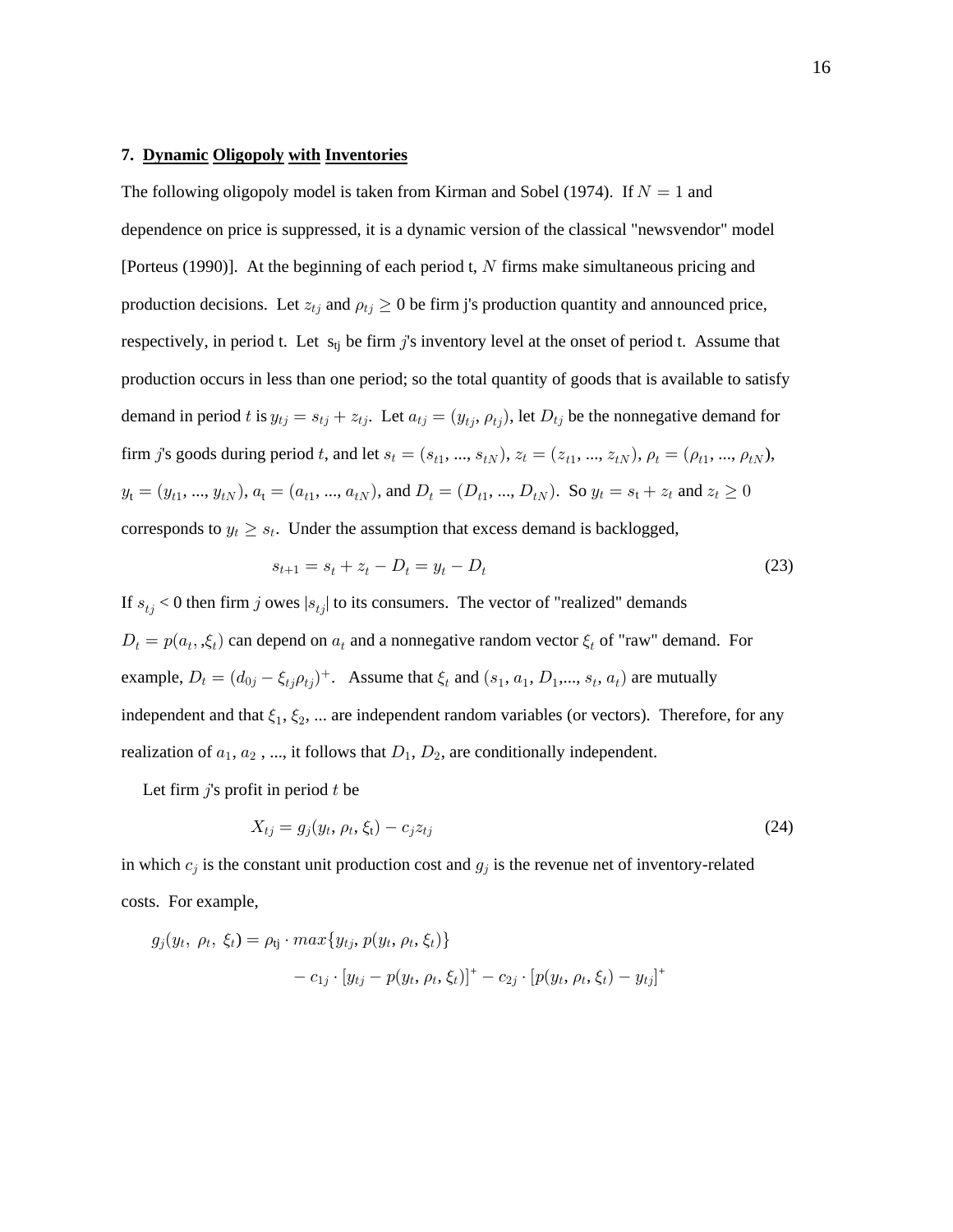### 7. **Dynamic Oligopoly with Inventories**

The following oligopoly model is taken from Kirman and Sobel (1974). If $N = 1$ and dependence on price is suppressed, it is a dynamic version of the classical "newsvendor" model [Porteus (1990)]. At the beginning of each period t, $N$ firms make simultaneous pricing and production decisions. Let $z_{tj}$ and $\rho_{tj} \geq 0$ be firm j's production quantity and announced price, respectively, in period t. Let $s_{tj}$ be firm $j$'s inventory level at the onset of period t. Assume that production occurs in less than one period; so the total quantity of goods that is available to satisfy demand in period $t$ is $y_{tj} = s_{tj} + z_{tj}$. Let $a_{tj} = (y_{tj}, \rho_{tj})$, let $D_{tj}$ be the nonnegative demand for firm $j$'s goods during period $t$, and let $s_t = (s_{t1}, ..., s_{tN})$, $z_t = (z_{t1}, ..., z_{tN})$, $\rho_t = (\rho_{t1}, ..., \rho_{tN})$, $y_t = (y_{t1}, ..., y_{tN})$, $a_t = (a_{t1}, ..., a_{tN})$, and $D_t = (D_{t1}, ..., D_{tN})$. So $y_t = s_t + z_t$ and $z_t \geq 0$ corresponds to $y_t \geq s_t$. Under the assumption that excess demand is backlogged,

$$s_{t+1} = s_t + z_t - D_t = y_t - D_t \tag{23}$$

If $s_{tj} < 0$ then firm $j$ owes $|s_{tj}|$ to its consumers. The vector of "realized" demands $D_t = p(a_t, \xi_t)$ can depend on $a_t$ and a nonnegative random vector $\xi_t$ of "raw" demand. For example, $D_t = (d_{0j} - \xi_{tj}\rho_{tj})^+$. Assume that $\xi_t$ and $(s_1, a_1, D_1,..., s_t, a_t)$ are mutually independent and that $\xi_1, \xi_2, ...$ are independent random variables (or vectors). Therefore, for any realization of $a_1, a_2, ...$, it follows that $D_1, D_2$, are conditionally independent.

Let firm $j$'s profit in period $t$ be

$$X_{tj} = g_j(y_t, \rho_t, \xi_t) - c_j z_{tj} \tag{24}$$

in which $c_j$ is the constant unit production cost and $g_j$ is the revenue net of inventory-related costs. For example,

$$g_j(y_t,\ \rho_t,\ \xi_t) = \rho_{tj} \cdot max\{y_{tj}, p(y_t, \rho_t, \xi_t)\}$$
$$- c_{1j} \cdot [y_{tj} - p(y_t, \rho_t, \xi_t)]^+ - c_{2j} \cdot [p(y_t, \rho_t, \xi_t) - y_{tj}]^+$$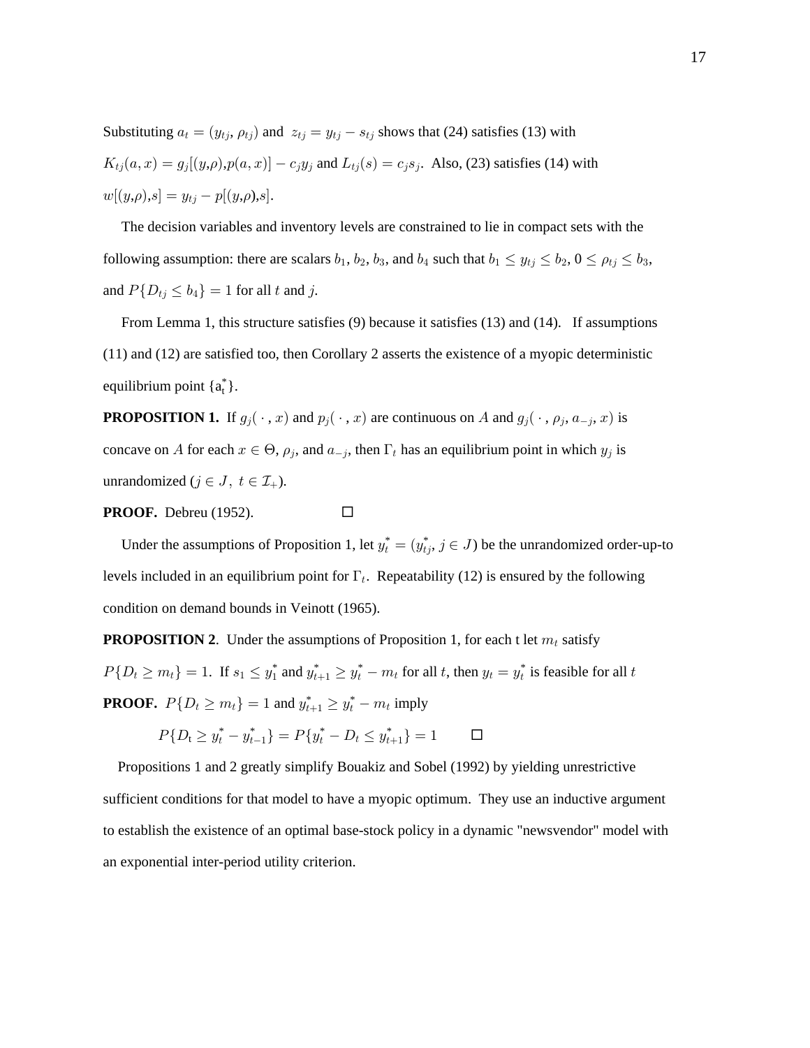Substituting $a_t = (y_{tj}, \rho_{tj})$ and $z_{tj} = y_{tj} - s_{tj}$ shows that (24) satisfies (13) with $K_{tj}(a, x) = g_j[(y,\rho), p(a, x)] - c_j y_j$ and $L_{tj}(s) = c_j s_j$. Also, (23) satisfies (14) with $w[(y,\rho),s] = y_{tj} - p[(y,\rho),s]$.

The decision variables and inventory levels are constrained to lie in compact sets with the following assumption: there are scalars $b_1$, $b_2$, $b_3$, and $b_4$ such that $b_1 \leq y_{tj} \leq b_2$, $0 \leq \rho_{tj} \leq b_3$, and $P\{D_{tj} \leq b_4\} = 1$ for all $t$ and $j$.

From Lemma 1, this structure satisfies (9) because it satisfies (13) and (14). If assumptions (11) and (12) are satisfied too, then Corollary 2 asserts the existence of a myopic deterministic equilibrium point $\{a_t^*\}$.

**PROPOSITION 1.** If $g_j(\,\cdot\,, x)$ and $p_j(\,\cdot\,, x)$ are continuous on $A$ and $g_j(\,\cdot\,, \rho_j, a_{-j}, x)$ is concave on $A$ for each $x \in \Theta$, $\rho_j$, and $a_{-j}$, then $\Gamma_t$ has an equilibrium point in which $y_j$ is unrandomized ($j \in J,\ t \in \mathcal{I}_+$).

**PROOF.** Debreu (1952). □

Under the assumptions of Proposition 1, let $y_t^* = (y_{tj}^*, j \in J)$ be the unrandomized order-up-to levels included in an equilibrium point for $\Gamma_t$. Repeatability (12) is ensured by the following condition on demand bounds in Veinott (1965).

**PROPOSITION 2**. Under the assumptions of Proposition 1, for each t let $m_t$ satisfy $P\{D_t \geq m_t\} = 1$. If $s_1 \leq y_1^*$ and $y_{t+1}^* \geq y_t^* - m_t$ for all $t$, then $y_t = y_t^*$ is feasible for all $t$

**PROOF.** $P\{D_t \geq m_t\} = 1$ and $y_{t+1}^* \geq y_t^* - m_t$ imply

$$P\{D_t \geq y_t^* - y_{t-1}^*\} = P\{y_t^* - D_t \leq y_{t+1}^*\} = 1 \qquad \square$$

Propositions 1 and 2 greatly simplify Bouakiz and Sobel (1992) by yielding unrestrictive sufficient conditions for that model to have a myopic optimum. They use an inductive argument to establish the existence of an optimal base-stock policy in a dynamic "newsvendor" model with an exponential inter-period utility criterion.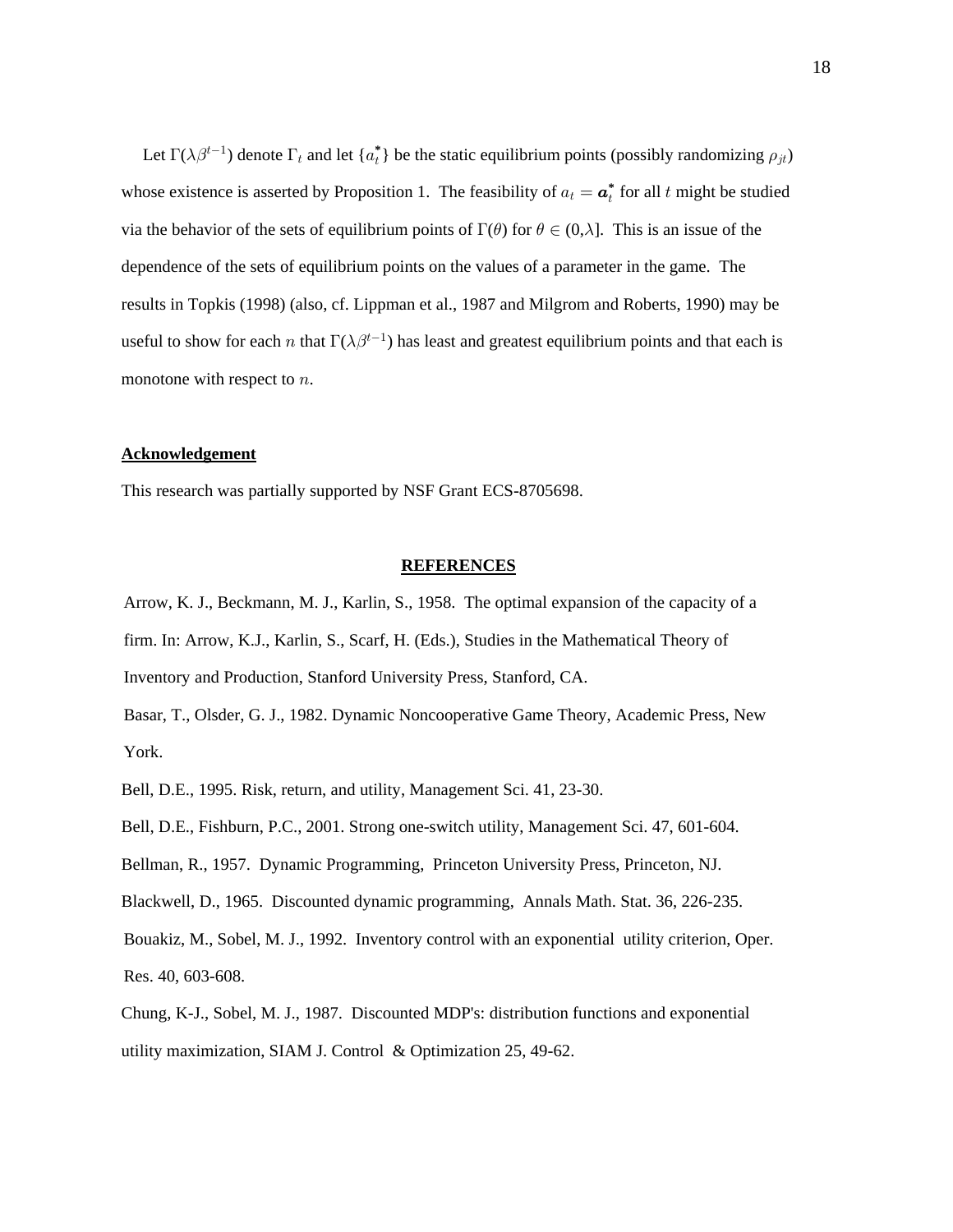Let $\Gamma(\lambda\beta^{t-1})$ denote $\Gamma_t$ and let $\{a_t^*\}$ be the static equilibrium points (possibly randomizing $\rho_{jt}$) whose existence is asserted by Proposition 1. The feasibility of $a_t = \boldsymbol{a}_t^*$ for all $t$ might be studied via the behavior of the sets of equilibrium points of $\Gamma(\theta)$ for $\theta \in (0,\lambda]$. This is an issue of the dependence of the sets of equilibrium points on the values of a parameter in the game. The results in Topkis (1998) (also, cf. Lippman et al., 1987 and Milgrom and Roberts, 1990) may be useful to show for each $n$ that $\Gamma(\lambda\beta^{t-1})$ has least and greatest equilibrium points and that each is monotone with respect to $n$.

## Acknowledgement

This research was partially supported by NSF Grant ECS-8705698.

## REFERENCES

Arrow, K. J., Beckmann, M. J., Karlin, S., 1958. The optimal expansion of the capacity of a firm. In: Arrow, K.J., Karlin, S., Scarf, H. (Eds.), Studies in the Mathematical Theory of Inventory and Production, Stanford University Press, Stanford, CA.

Basar, T., Olsder, G. J., 1982. Dynamic Noncooperative Game Theory, Academic Press, New York.

Bell, D.E., 1995. Risk, return, and utility, Management Sci. 41, 23-30.

Bell, D.E., Fishburn, P.C., 2001. Strong one-switch utility, Management Sci. 47, 601-604.

Bellman, R., 1957. Dynamic Programming, Princeton University Press, Princeton, NJ.

Blackwell, D., 1965. Discounted dynamic programming, Annals Math. Stat. 36, 226-235.

Bouakiz, M., Sobel, M. J., 1992. Inventory control with an exponential utility criterion, Oper. Res. 40, 603-608.

Chung, K-J., Sobel, M. J., 1987. Discounted MDP's: distribution functions and exponential utility maximization, SIAM J. Control & Optimization 25, 49-62.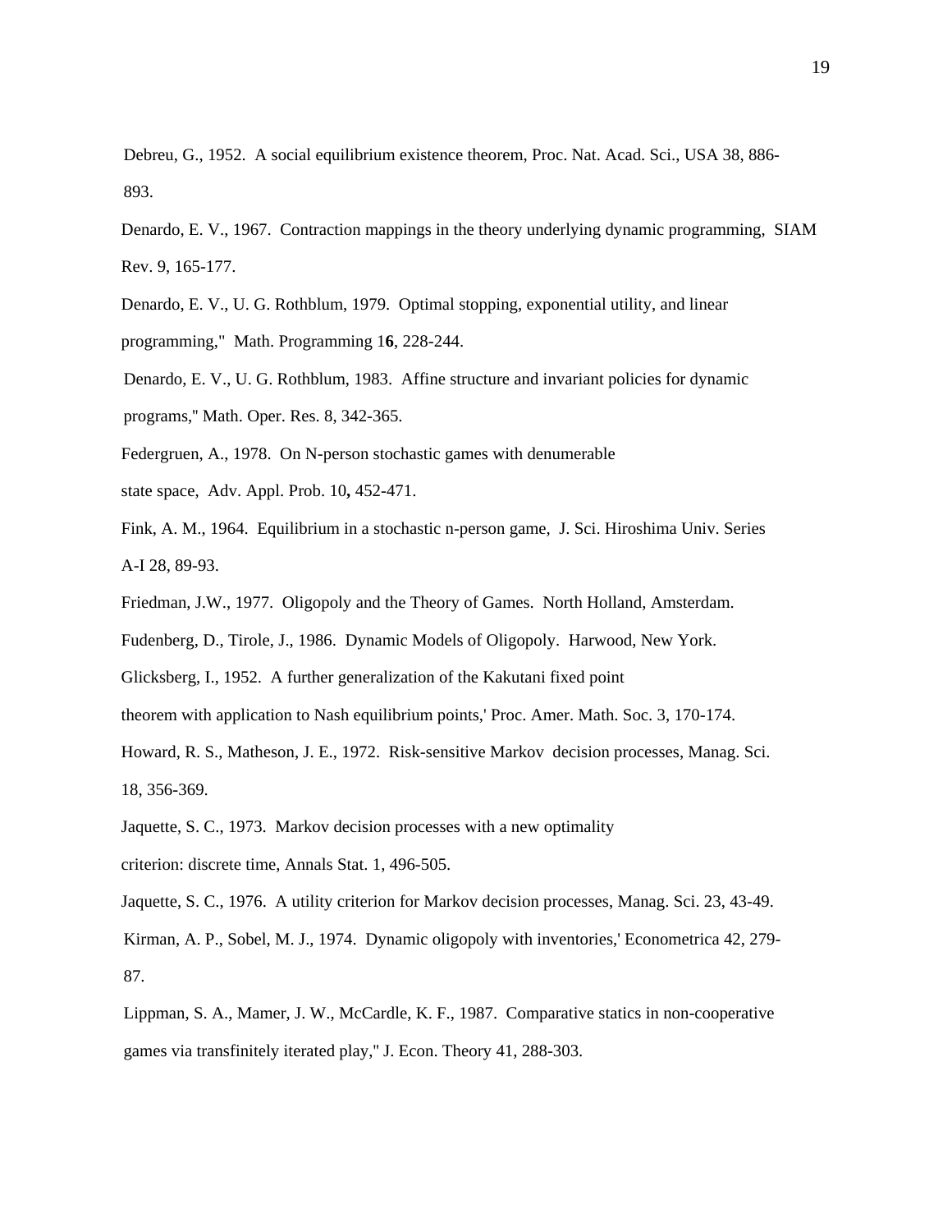Debreu, G., 1952. A social equilibrium existence theorem, Proc. Nat. Acad. Sci., USA 38, 886-893.

Denardo, E. V., 1967. Contraction mappings in the theory underlying dynamic programming, SIAM Rev. 9, 165-177.

Denardo, E. V., U. G. Rothblum, 1979. Optimal stopping, exponential utility, and linear programming," Math. Programming 1**6**, 228-244.

Denardo, E. V., U. G. Rothblum, 1983. Affine structure and invariant policies for dynamic programs," Math. Oper. Res. 8, 342-365.

Federgruen, A., 1978. On N-person stochastic games with denumerable state space, Adv. Appl. Prob. 10**,** 452-471.

Fink, A. M., 1964. Equilibrium in a stochastic n-person game, J. Sci. Hiroshima Univ. Series A-I 28, 89-93.

Friedman, J.W., 1977. Oligopoly and the Theory of Games. North Holland, Amsterdam.

Fudenberg, D., Tirole, J., 1986. Dynamic Models of Oligopoly. Harwood, New York.

Glicksberg, I., 1952. A further generalization of the Kakutani fixed point theorem with application to Nash equilibrium points,' Proc. Amer. Math. Soc. 3, 170-174.

Howard, R. S., Matheson, J. E., 1972. Risk-sensitive Markov decision processes, Manag. Sci. 18, 356-369.

Jaquette, S. C., 1973. Markov decision processes with a new optimality criterion: discrete time, Annals Stat. 1, 496-505.

Jaquette, S. C., 1976. A utility criterion for Markov decision processes, Manag. Sci. 23, 43-49.

Kirman, A. P., Sobel, M. J., 1974. Dynamic oligopoly with inventories,' Econometrica 42, 279-87.

Lippman, S. A., Mamer, J. W., McCardle, K. F., 1987. Comparative statics in non-cooperative games via transfinitely iterated play," J. Econ. Theory 41, 288-303.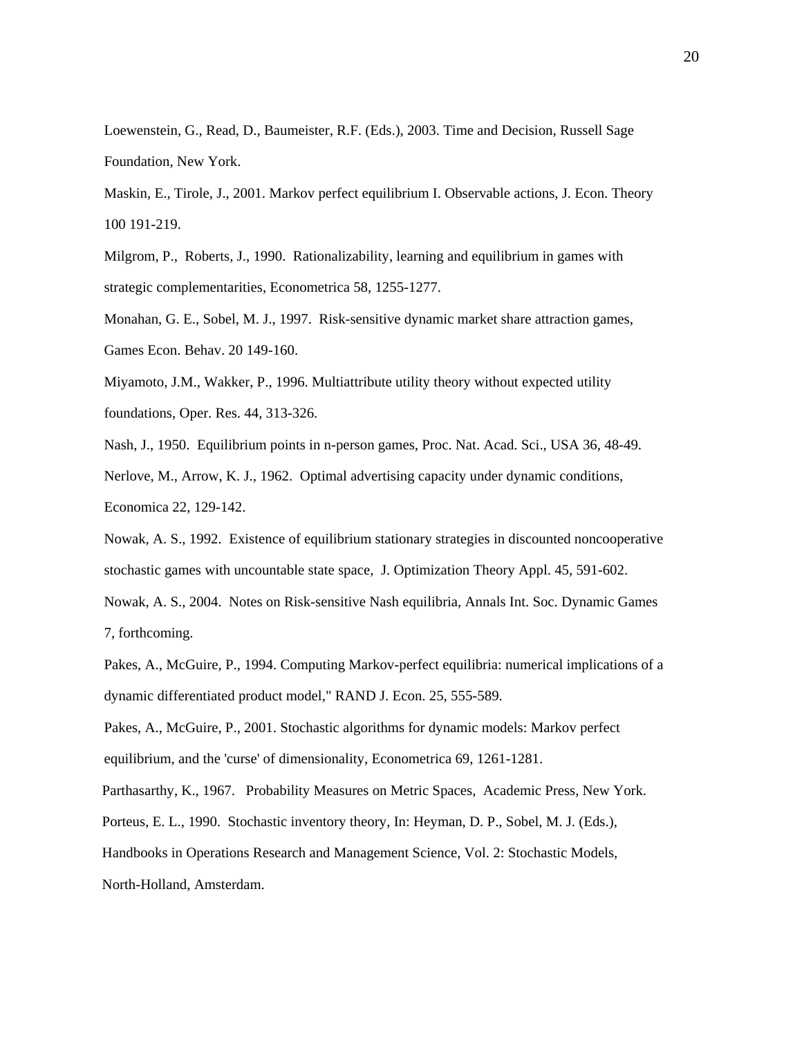Loewenstein, G., Read, D., Baumeister, R.F. (Eds.), 2003. Time and Decision, Russell Sage Foundation, New York.

Maskin, E., Tirole, J., 2001. Markov perfect equilibrium I. Observable actions, J. Econ. Theory 100 191-219.

Milgrom, P., Roberts, J., 1990. Rationalizability, learning and equilibrium in games with strategic complementarities, Econometrica 58, 1255-1277.

Monahan, G. E., Sobel, M. J., 1997. Risk-sensitive dynamic market share attraction games, Games Econ. Behav. 20 149-160.

Miyamoto, J.M., Wakker, P., 1996. Multiattribute utility theory without expected utility foundations, Oper. Res. 44, 313-326.

Nash, J., 1950. Equilibrium points in n-person games, Proc. Nat. Acad. Sci., USA 36, 48-49.

Nerlove, M., Arrow, K. J., 1962. Optimal advertising capacity under dynamic conditions, Economica 22, 129-142.

Nowak, A. S., 1992. Existence of equilibrium stationary strategies in discounted noncooperative stochastic games with uncountable state space, J. Optimization Theory Appl. 45, 591-602.

Nowak, A. S., 2004. Notes on Risk-sensitive Nash equilibria, Annals Int. Soc. Dynamic Games 7, forthcoming.

Pakes, A., McGuire, P., 1994. Computing Markov-perfect equilibria: numerical implications of a dynamic differentiated product model," RAND J. Econ. 25, 555-589.

Pakes, A., McGuire, P., 2001. Stochastic algorithms for dynamic models: Markov perfect equilibrium, and the 'curse' of dimensionality, Econometrica 69, 1261-1281.

Parthasarthy, K., 1967. Probability Measures on Metric Spaces, Academic Press, New York.

Porteus, E. L., 1990. Stochastic inventory theory, In: Heyman, D. P., Sobel, M. J. (Eds.), Handbooks in Operations Research and Management Science, Vol. 2: Stochastic Models, North-Holland, Amsterdam.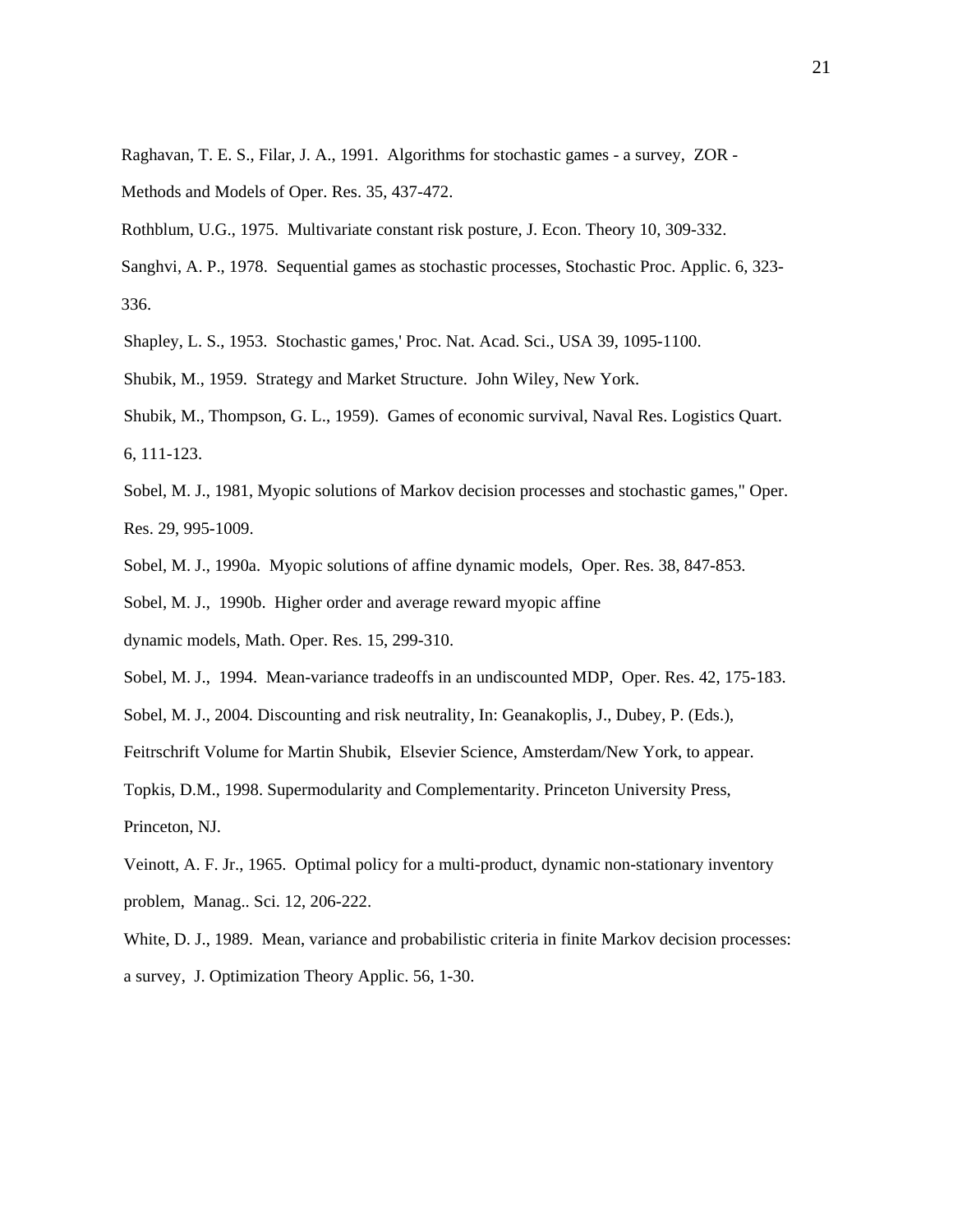Raghavan, T. E. S., Filar, J. A., 1991. Algorithms for stochastic games - a survey, ZOR - Methods and Models of Oper. Res. 35, 437-472.

Rothblum, U.G., 1975. Multivariate constant risk posture, J. Econ. Theory 10, 309-332.

Sanghvi, A. P., 1978. Sequential games as stochastic processes, Stochastic Proc. Applic. 6, 323-336.

Shapley, L. S., 1953. Stochastic games,' Proc. Nat. Acad. Sci., USA 39, 1095-1100.

Shubik, M., 1959. Strategy and Market Structure. John Wiley, New York.

Shubik, M., Thompson, G. L., 1959). Games of economic survival, Naval Res. Logistics Quart. 6, 111-123.

Sobel, M. J., 1981, Myopic solutions of Markov decision processes and stochastic games," Oper. Res. 29, 995-1009.

Sobel, M. J., 1990a. Myopic solutions of affine dynamic models, Oper. Res. 38, 847-853.

Sobel, M. J., 1990b. Higher order and average reward myopic affine dynamic models, Math. Oper. Res. 15, 299-310.

Sobel, M. J., 1994. Mean-variance tradeoffs in an undiscounted MDP, Oper. Res. 42, 175-183.

Sobel, M. J., 2004. Discounting and risk neutrality, In: Geanakoplis, J., Dubey, P. (Eds.), Feitrschrift Volume for Martin Shubik, Elsevier Science, Amsterdam/New York, to appear.

Topkis, D.M., 1998. Supermodularity and Complementarity. Princeton University Press, Princeton, NJ.

Veinott, A. F. Jr., 1965. Optimal policy for a multi-product, dynamic non-stationary inventory problem, Manag.. Sci. 12, 206-222.

White, D. J., 1989. Mean, variance and probabilistic criteria in finite Markov decision processes: a survey, J. Optimization Theory Applic. 56, 1-30.